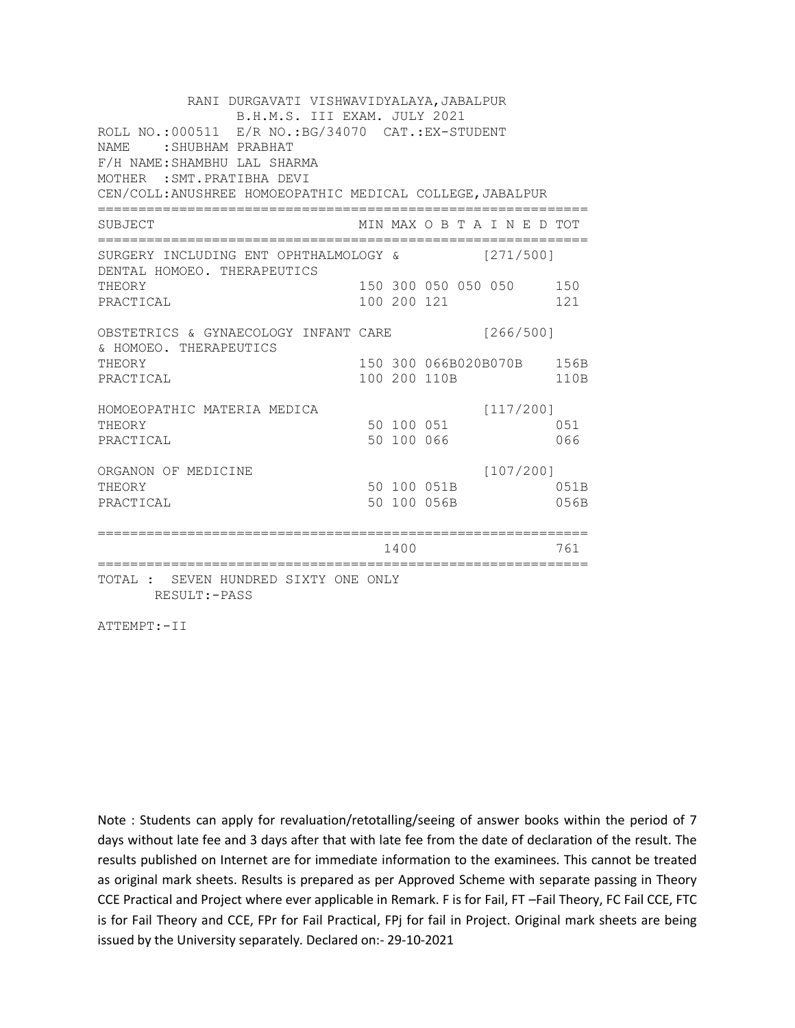RANI DURGAVATI VISHWAVIDYALAYA,JABALPUR
B.H.M.S. III EXAM. JULY 2021

ROLL NO.:000511 E/R NO.:BG/34070 CAT.:EX-STUDENT
NAME :SHUBHAM PRABHAT
F/H NAME:SHAMBHU LAL SHARMA
MOTHER :SMT.PRATIBHA DEVI
CEN/COLL:ANUSHREE HOMOEOPATHIC MEDICAL COLLEGE,JABALPUR

| SUBJECT | MIN | MAX | O B T A I N E D | TOT |
|---|---|---|---|---|
| SURGERY INCLUDING ENT OPHTHALMOLOGY & DENTAL HOMOEO. THERAPEUTICS | | | [271/500] | |
| THEORY | 150 | 300 | 050 050 050 | 150 |
| PRACTICAL | 100 | 200 | 121 | 121 |
| OBSTETRICS & GYNAECOLOGY INFANT CARE & HOMOEO. THERAPEUTICS | | | [266/500] | |
| THEORY | 150 | 300 | 066B020B070B | 156B |
| PRACTICAL | 100 | 200 | 110B | 110B |
| HOMOEOPATHIC MATERIA MEDICA | | | [117/200] | |
| THEORY | 50 | 100 | 051 | 051 |
| PRACTICAL | 50 | 100 | 066 | 066 |
| ORGANON OF MEDICINE | | | [107/200] | |
| THEORY | 50 | 100 | 051B | 051B |
| PRACTICAL | 50 | 100 | 056B | 056B |
| | | 1400 | | 761 |

TOTAL : SEVEN HUNDRED SIXTY ONE ONLY
RESULT:-PASS

ATTEMPT:-II

Note : Students can apply for revaluation/retotalling/seeing of answer books within the period of 7 days without late fee and 3 days after that with late fee from the date of declaration of the result. The results published on Internet are for immediate information to the examinees. This cannot be treated as original mark sheets. Results is prepared as per Approved Scheme with separate passing in Theory CCE Practical and Project where ever applicable in Remark. F is for Fail, FT –Fail Theory, FC Fail CCE, FTC is for Fail Theory and CCE, FPr for Fail Practical, FPj for fail in Project. Original mark sheets are being issued by the University separately. Declared on:- 29-10-2021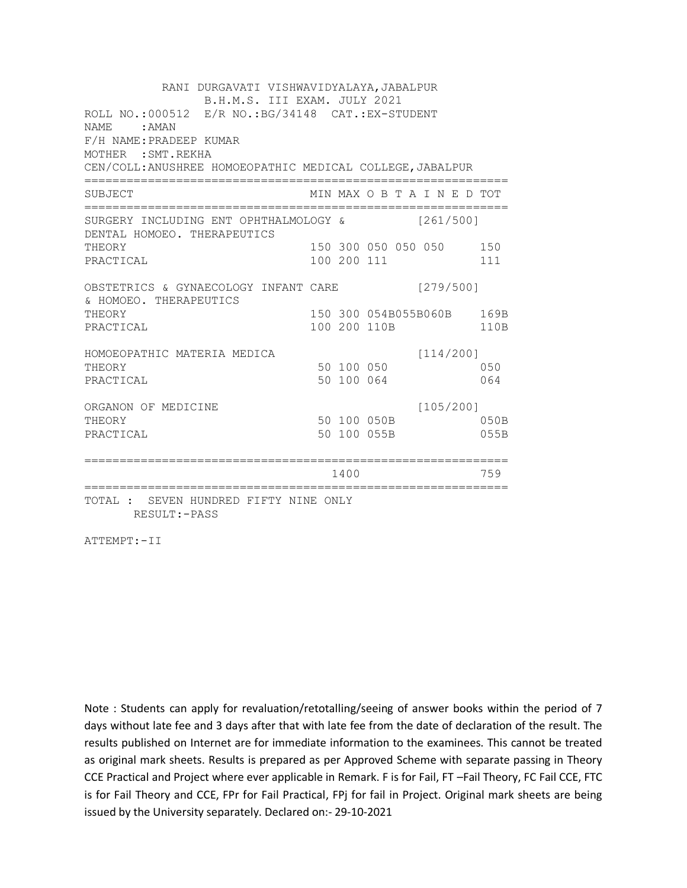RANI DURGAVATI VISHWAVIDYALAYA,JABALPUR
B.H.M.S. III EXAM. JULY 2021

ROLL NO.:000512 E/R NO.:BG/34148 CAT.:EX-STUDENT
NAME :AMAN
F/H NAME:PRADEEP KUMAR
MOTHER :SMT.REKHA
CEN/COLL:ANUSHREE HOMOEOPATHIC MEDICAL COLLEGE,JABALPUR

| SUBJECT | MIN | MAX | O B T A I N E D | | | TOT |
|---|---|---|---|---|---|---|
| SURGERY INCLUDING ENT OPHTHALMOLOGY & DENTAL HOMOEO. THERAPEUTICS | | | | | [261/500] | |
| THEORY | 150 | 300 | 050 | 050 | 050 | 150 |
| PRACTICAL | 100 | 200 | 111 | | | 111 |
| OBSTETRICS & GYNAECOLOGY INFANT CARE & HOMOEO. THERAPEUTICS | | | | | [279/500] | |
| THEORY | 150 | 300 | 054B | 055B | 060B | 169B |
| PRACTICAL | 100 | 200 | 110B | | | 110B |
| HOMOEOPATHIC MATERIA MEDICA | | | | | [114/200] | |
| THEORY | 50 | 100 | 050 | | | 050 |
| PRACTICAL | 50 | 100 | 064 | | | 064 |
| ORGANON OF MEDICINE | | | | | [105/200] | |
| THEORY | 50 | 100 | 050B | | | 050B |
| PRACTICAL | 50 | 100 | 055B | | | 055B |
| | | 1400 | | | | 759 |

TOTAL : SEVEN HUNDRED FIFTY NINE ONLY
RESULT:-PASS

ATTEMPT:-II

Note : Students can apply for revaluation/retotalling/seeing of answer books within the period of 7 days without late fee and 3 days after that with late fee from the date of declaration of the result. The results published on Internet are for immediate information to the examinees. This cannot be treated as original mark sheets. Results is prepared as per Approved Scheme with separate passing in Theory CCE Practical and Project where ever applicable in Remark. F is for Fail, FT –Fail Theory, FC Fail CCE, FTC is for Fail Theory and CCE, FPr for Fail Practical, FPj for fail in Project. Original mark sheets are being issued by the University separately. Declared on:- 29-10-2021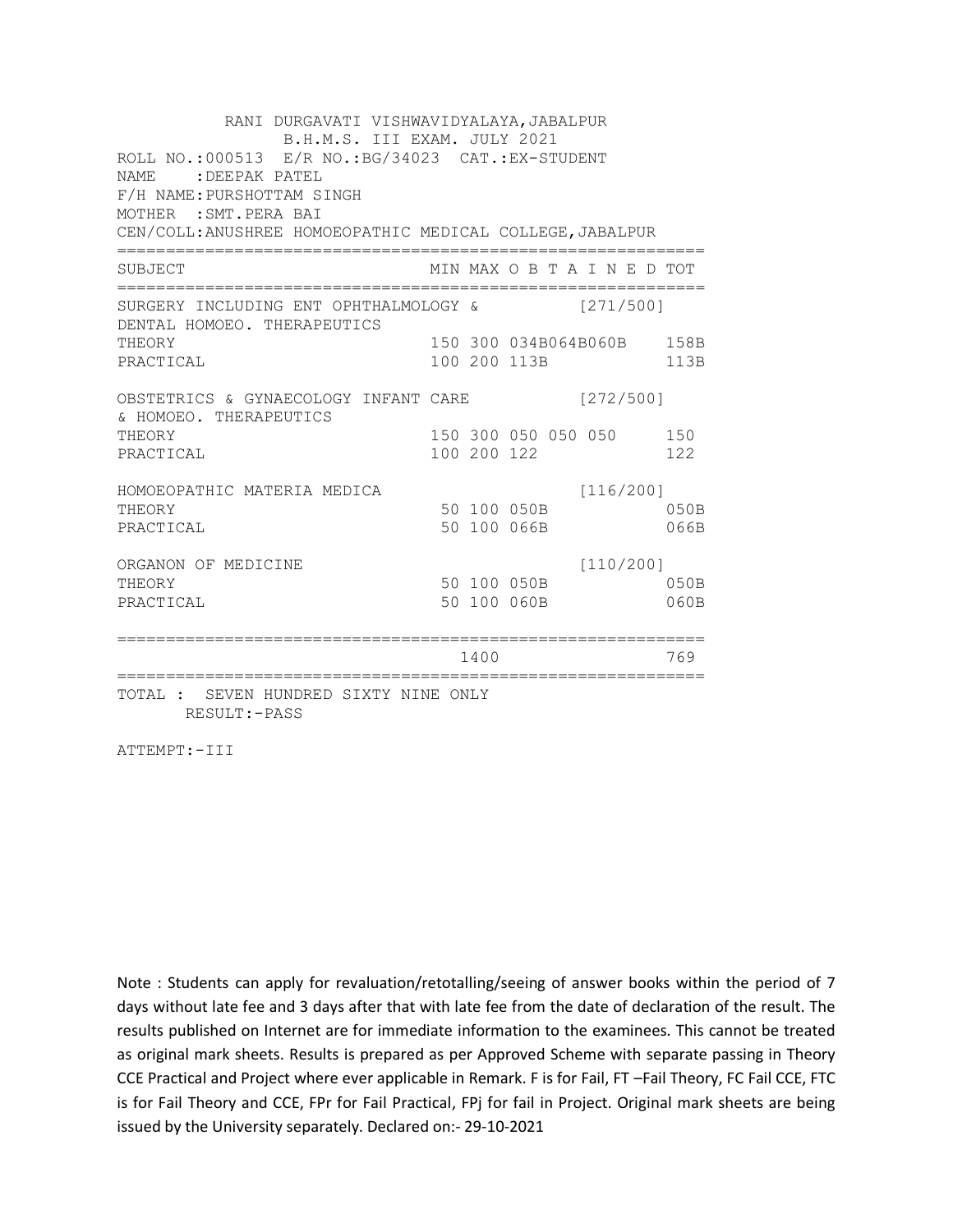RANI DURGAVATI VISHWAVIDYALAYA,JABALPUR
B.H.M.S. III EXAM. JULY 2021

ROLL NO.:000513 E/R NO.:BG/34023 CAT.:EX-STUDENT
NAME :DEEPAK PATEL
F/H NAME:PURSHOTTAM SINGH
MOTHER :SMT.PERA BAI
CEN/COLL:ANUSHREE HOMOEOPATHIC MEDICAL COLLEGE,JABALPUR

| SUBJECT | MIN | MAX | O B T A I N E D | TOT |
|---|---|---|---|---|
| SURGERY INCLUDING ENT OPHTHALMOLOGY & DENTAL HOMOEO. THERAPEUTICS | | | [271/500] | |
| THEORY | 150 | 300 | 034B064B060B | 158B |
| PRACTICAL | 100 | 200 | 113B | 113B |
| OBSTETRICS & GYNAECOLOGY INFANT CARE & HOMOEO. THERAPEUTICS | | | [272/500] | |
| THEORY | 150 | 300 | 050 050 050 | 150 |
| PRACTICAL | 100 | 200 | 122 | 122 |
| HOMOEOPATHIC MATERIA MEDICA | | | [116/200] | |
| THEORY | 50 | 100 | 050B | 050B |
| PRACTICAL | 50 | 100 | 066B | 066B |
| ORGANON OF MEDICINE | | | [110/200] | |
| THEORY | 50 | 100 | 050B | 050B |
| PRACTICAL | 50 | 100 | 060B | 060B |
| | | 1400 | | 769 |

TOTAL : SEVEN HUNDRED SIXTY NINE ONLY
RESULT:-PASS

ATTEMPT:-III

Note : Students can apply for revaluation/retotalling/seeing of answer books within the period of 7 days without late fee and 3 days after that with late fee from the date of declaration of the result. The results published on Internet are for immediate information to the examinees. This cannot be treated as original mark sheets. Results is prepared as per Approved Scheme with separate passing in Theory CCE Practical and Project where ever applicable in Remark. F is for Fail, FT –Fail Theory, FC Fail CCE, FTC is for Fail Theory and CCE, FPr for Fail Practical, FPj for fail in Project. Original mark sheets are being issued by the University separately. Declared on:- 29-10-2021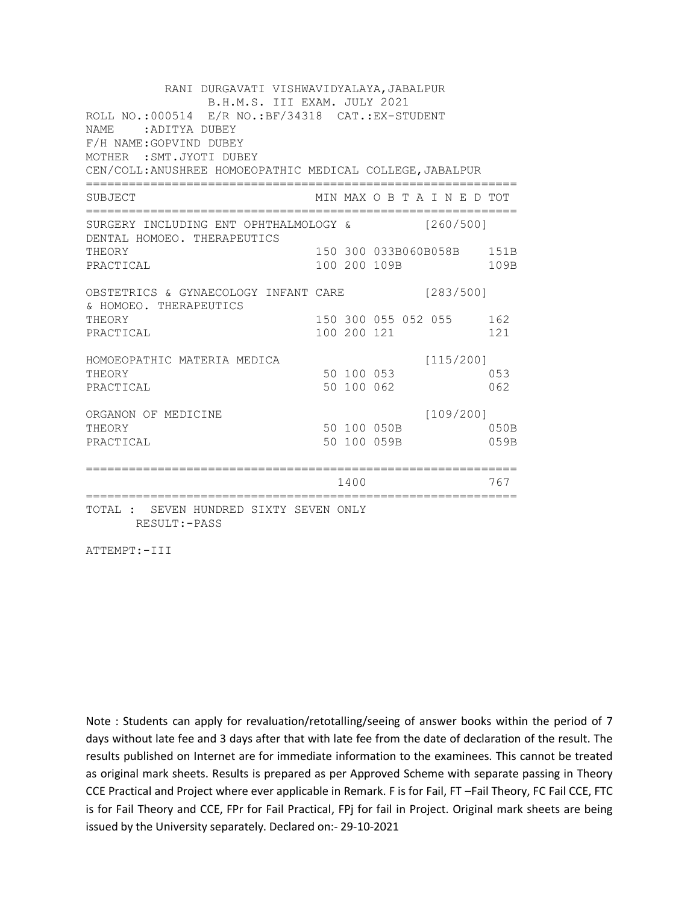RANI DURGAVATI VISHWAVIDYALAYA,JABALPUR
B.H.M.S. III EXAM. JULY 2021

ROLL NO.:000514 E/R NO.:BF/34318 CAT.:EX-STUDENT
NAME :ADITYA DUBEY
F/H NAME:GOPVIND DUBEY
MOTHER :SMT.JYOTI DUBEY
CEN/COLL:ANUSHREE HOMOEOPATHIC MEDICAL COLLEGE,JABALPUR

| SUBJECT | MIN | MAX | O B T A I N E D | | | | TOT |
|---|---|---|---|---|---|---|---|
| SURGERY INCLUDING ENT OPHTHALMOLOGY & DENTAL HOMOEO. THERAPEUTICS | | | | | | [260/500] | |
| THEORY | 150 | 300 | 033B | 060B | 058B | | 151B |
| PRACTICAL | 100 | 200 | 109B | | | | 109B |
| OBSTETRICS & GYNAECOLOGY INFANT CARE & HOMOEO. THERAPEUTICS | | | | | | [283/500] | |
| THEORY | 150 | 300 | 055 | 052 | 055 | | 162 |
| PRACTICAL | 100 | 200 | 121 | | | | 121 |
| HOMOEOPATHIC MATERIA MEDICA | | | | | | [115/200] | |
| THEORY | 50 | 100 | 053 | | | | 053 |
| PRACTICAL | 50 | 100 | 062 | | | | 062 |
| ORGANON OF MEDICINE | | | | | | [109/200] | |
| THEORY | 50 | 100 | 050B | | | | 050B |
| PRACTICAL | 50 | 100 | 059B | | | | 059B |
| | | 1400 | | | | | 767 |

TOTAL : SEVEN HUNDRED SIXTY SEVEN ONLY
RESULT:-PASS

ATTEMPT:-III

Note : Students can apply for revaluation/retotalling/seeing of answer books within the period of 7 days without late fee and 3 days after that with late fee from the date of declaration of the result. The results published on Internet are for immediate information to the examinees. This cannot be treated as original mark sheets. Results is prepared as per Approved Scheme with separate passing in Theory CCE Practical and Project where ever applicable in Remark. F is for Fail, FT –Fail Theory, FC Fail CCE, FTC is for Fail Theory and CCE, FPr for Fail Practical, FPj for fail in Project. Original mark sheets are being issued by the University separately. Declared on:- 29-10-2021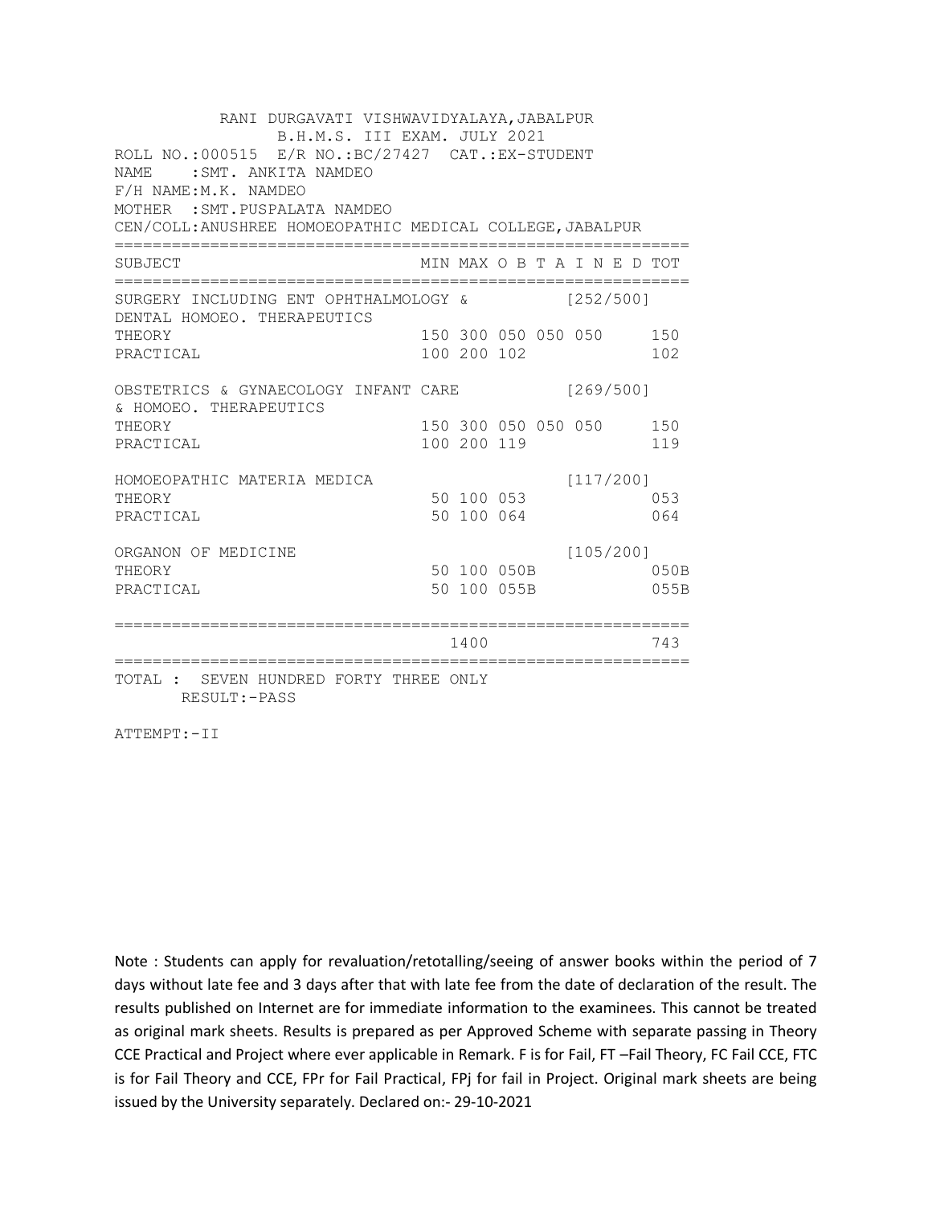RANI DURGAVATI VISHWAVIDYALAYA,JABALPUR
B.H.M.S. III EXAM. JULY 2021

ROLL NO.:000515 E/R NO.:BC/27427 CAT.:EX-STUDENT
NAME :SMT. ANKITA NAMDEO
F/H NAME:M.K. NAMDEO
MOTHER :SMT.PUSPALATA NAMDEO
CEN/COLL:ANUSHREE HOMOEOPATHIC MEDICAL COLLEGE,JABALPUR

| SUBJECT | MIN | MAX | O | B | T | A | I | N | E | D | TOT |
|---|---|---|---|---|---|---|---|---|---|---|---|
| SURGERY INCLUDING ENT OPHTHALMOLOGY & DENTAL HOMOEO. THERAPEUTICS | | | | | | | [252/500] | | | | |
| THEORY | 150 | 300 | 050 | 050 | 050 | | | | | | 150 |
| PRACTICAL | 100 | 200 | 102 | | | | | | | | 102 |
| OBSTETRICS & GYNAECOLOGY INFANT CARE & HOMOEO. THERAPEUTICS | | | | | | | [269/500] | | | | |
| THEORY | 150 | 300 | 050 | 050 | 050 | | | | | | 150 |
| PRACTICAL | 100 | 200 | 119 | | | | | | | | 119 |
| HOMOEOPATHIC MATERIA MEDICA | | | | | | | [117/200] | | | | |
| THEORY | 50 | 100 | 053 | | | | | | | | 053 |
| PRACTICAL | 50 | 100 | 064 | | | | | | | | 064 |
| ORGANON OF MEDICINE | | | | | | | [105/200] | | | | |
| THEORY | 50 | 100 | 050B | | | | | | | | 050B |
| PRACTICAL | 50 | 100 | 055B | | | | | | | | 055B |
| | | 1400 | | | | | | | | | 743 |

TOTAL : SEVEN HUNDRED FORTY THREE ONLY
RESULT:-PASS

ATTEMPT:-II

Note : Students can apply for revaluation/retotalling/seeing of answer books within the period of 7 days without late fee and 3 days after that with late fee from the date of declaration of the result. The results published on Internet are for immediate information to the examinees. This cannot be treated as original mark sheets. Results is prepared as per Approved Scheme with separate passing in Theory CCE Practical and Project where ever applicable in Remark. F is for Fail, FT –Fail Theory, FC Fail CCE, FTC is for Fail Theory and CCE, FPr for Fail Practical, FPj for fail in Project. Original mark sheets are being issued by the University separately. Declared on:- 29-10-2021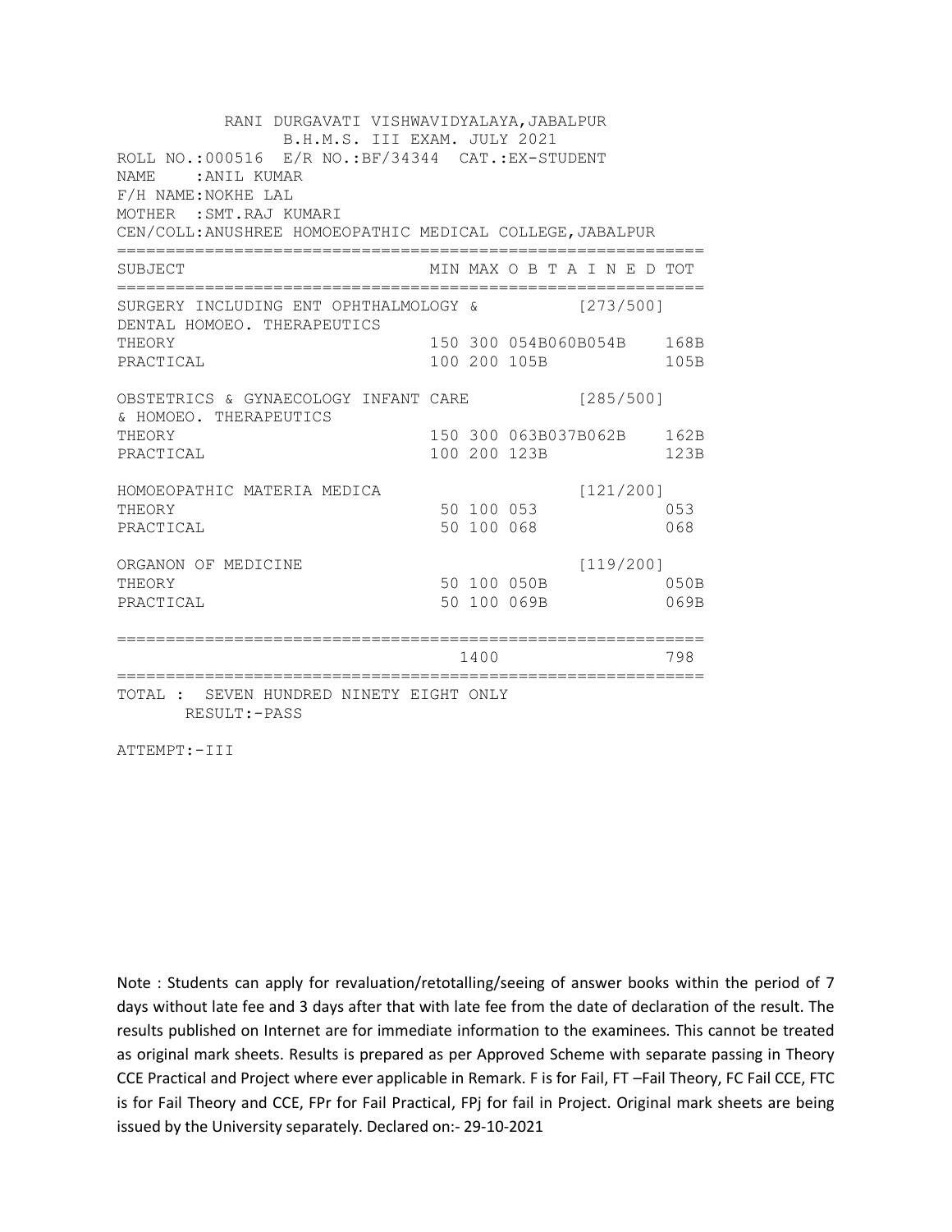RANI DURGAVATI VISHWAVIDYALAYA,JABALPUR
B.H.M.S. III EXAM. JULY 2021

ROLL NO.:000516 E/R NO.:BF/34344 CAT.:EX-STUDENT
NAME :ANIL KUMAR
F/H NAME:NOKHE LAL
MOTHER :SMT.RAJ KUMARI
CEN/COLL:ANUSHREE HOMOEOPATHIC MEDICAL COLLEGE,JABALPUR

| SUBJECT | MIN | MAX | O B T A I N E D | TOT |
|---|---|---|---|---|
| SURGERY INCLUDING ENT OPHTHALMOLOGY & DENTAL HOMOEO. THERAPEUTICS | | | [273/500] | |
| THEORY | 150 | 300 | 054B060B054B | 168B |
| PRACTICAL | 100 | 200 | 105B | 105B |
| OBSTETRICS & GYNAECOLOGY INFANT CARE & HOMOEO. THERAPEUTICS | | | [285/500] | |
| THEORY | 150 | 300 | 063B037B062B | 162B |
| PRACTICAL | 100 | 200 | 123B | 123B |
| HOMOEOPATHIC MATERIA MEDICA | | | [121/200] | |
| THEORY | 50 | 100 | 053 | 053 |
| PRACTICAL | 50 | 100 | 068 | 068 |
| ORGANON OF MEDICINE | | | [119/200] | |
| THEORY | 50 | 100 | 050B | 050B |
| PRACTICAL | 50 | 100 | 069B | 069B |
| | | 1400 | | 798 |

TOTAL : SEVEN HUNDRED NINETY EIGHT ONLY
RESULT:-PASS

ATTEMPT:-III

Note : Students can apply for revaluation/retotalling/seeing of answer books within the period of 7 days without late fee and 3 days after that with late fee from the date of declaration of the result. The results published on Internet are for immediate information to the examinees. This cannot be treated as original mark sheets. Results is prepared as per Approved Scheme with separate passing in Theory CCE Practical and Project where ever applicable in Remark. F is for Fail, FT –Fail Theory, FC Fail CCE, FTC is for Fail Theory and CCE, FPr for Fail Practical, FPj for fail in Project. Original mark sheets are being issued by the University separately. Declared on:- 29-10-2021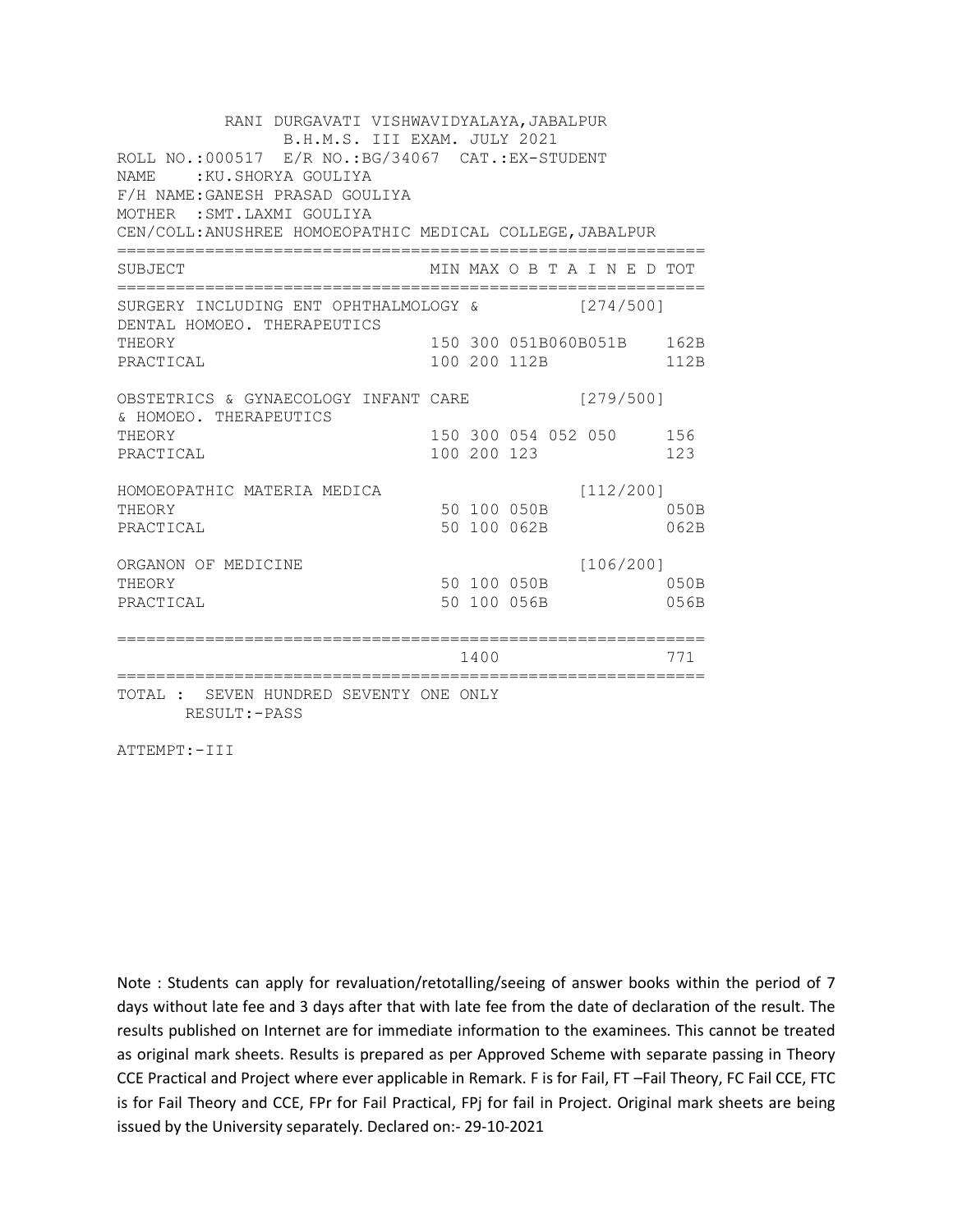RANI DURGAVATI VISHWAVIDYALAYA,JABALPUR
B.H.M.S. III EXAM. JULY 2021

ROLL NO.:000517 E/R NO.:BG/34067 CAT.:EX-STUDENT
NAME :KU.SHORYA GOULIYA
F/H NAME:GANESH PRASAD GOULIYA
MOTHER :SMT.LAXMI GOULIYA
CEN/COLL:ANUSHREE HOMOEOPATHIC MEDICAL COLLEGE,JABALPUR

| SUBJECT | MIN | MAX | O B T A I N E D | TOT |
|---|---|---|---|---|
| SURGERY INCLUDING ENT OPHTHALMOLOGY & DENTAL HOMOEO. THERAPEUTICS | | | [274/500] | |
| THEORY | 150 | 300 | 051B060B051B | 162B |
| PRACTICAL | 100 | 200 | 112B | 112B |
| OBSTETRICS & GYNAECOLOGY INFANT CARE & HOMOEO. THERAPEUTICS | | | [279/500] | |
| THEORY | 150 | 300 | 054 052 050 | 156 |
| PRACTICAL | 100 | 200 | 123 | 123 |
| HOMOEOPATHIC MATERIA MEDICA | | | [112/200] | |
| THEORY | 50 | 100 | 050B | 050B |
| PRACTICAL | 50 | 100 | 062B | 062B |
| ORGANON OF MEDICINE | | | [106/200] | |
| THEORY | 50 | 100 | 050B | 050B |
| PRACTICAL | 50 | 100 | 056B | 056B |
| | | 1400 | | 771 |

TOTAL : SEVEN HUNDRED SEVENTY ONE ONLY
RESULT:-PASS

ATTEMPT:-III

Note : Students can apply for revaluation/retotalling/seeing of answer books within the period of 7 days without late fee and 3 days after that with late fee from the date of declaration of the result. The results published on Internet are for immediate information to the examinees. This cannot be treated as original mark sheets. Results is prepared as per Approved Scheme with separate passing in Theory CCE Practical and Project where ever applicable in Remark. F is for Fail, FT –Fail Theory, FC Fail CCE, FTC is for Fail Theory and CCE, FPr for Fail Practical, FPj for fail in Project. Original mark sheets are being issued by the University separately. Declared on:- 29-10-2021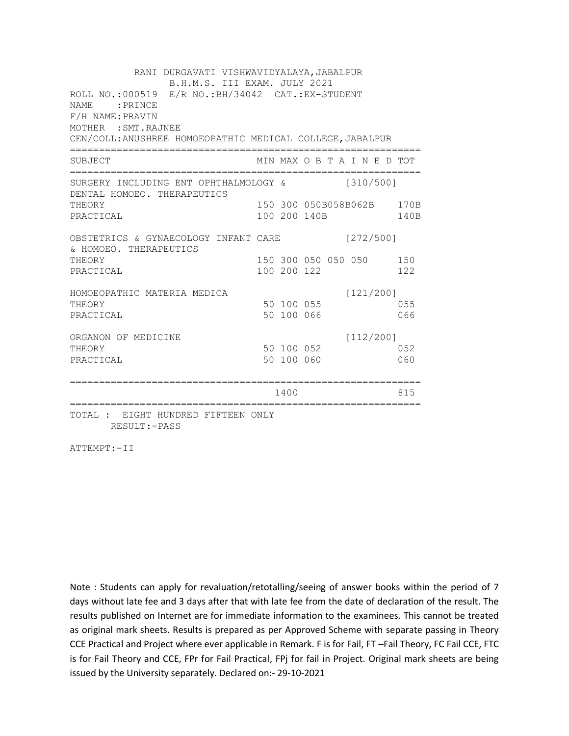RANI DURGAVATI VISHWAVIDYALAYA,JABALPUR
B.H.M.S. III EXAM. JULY 2021

ROLL NO.:000519 E/R NO.:BH/34042 CAT.:EX-STUDENT
NAME :PRINCE
F/H NAME:PRAVIN
MOTHER :SMT.RAJNEE
CEN/COLL:ANUSHREE HOMOEOPATHIC MEDICAL COLLEGE,JABALPUR

| SUBJECT | MIN | MAX | O B T A I N E D | | | TOT |
|---|---|---|---|---|---|---|
| SURGERY INCLUDING ENT OPHTHALMOLOGY & DENTAL HOMOEO. THERAPEUTICS | | | | | [310/500] | |
| THEORY | 150 | 300 | 050B | 058B | 062B | 170B |
| PRACTICAL | 100 | 200 | 140B | | | 140B |
| OBSTETRICS & GYNAECOLOGY INFANT CARE & HOMOEO. THERAPEUTICS | | | | | [272/500] | |
| THEORY | 150 | 300 | 050 | 050 | 050 | 150 |
| PRACTICAL | 100 | 200 | 122 | | | 122 |
| HOMOEOPATHIC MATERIA MEDICA | | | | | [121/200] | |
| THEORY | 50 | 100 | 055 | | | 055 |
| PRACTICAL | 50 | 100 | 066 | | | 066 |
| ORGANON OF MEDICINE | | | | | [112/200] | |
| THEORY | 50 | 100 | 052 | | | 052 |
| PRACTICAL | 50 | 100 | 060 | | | 060 |
| | | 1400 | | | | 815 |

TOTAL : EIGHT HUNDRED FIFTEEN ONLY
RESULT:-PASS

ATTEMPT:-II

Note : Students can apply for revaluation/retotalling/seeing of answer books within the period of 7 days without late fee and 3 days after that with late fee from the date of declaration of the result. The results published on Internet are for immediate information to the examinees. This cannot be treated as original mark sheets. Results is prepared as per Approved Scheme with separate passing in Theory CCE Practical and Project where ever applicable in Remark. F is for Fail, FT –Fail Theory, FC Fail CCE, FTC is for Fail Theory and CCE, FPr for Fail Practical, FPj for fail in Project. Original mark sheets are being issued by the University separately. Declared on:- 29-10-2021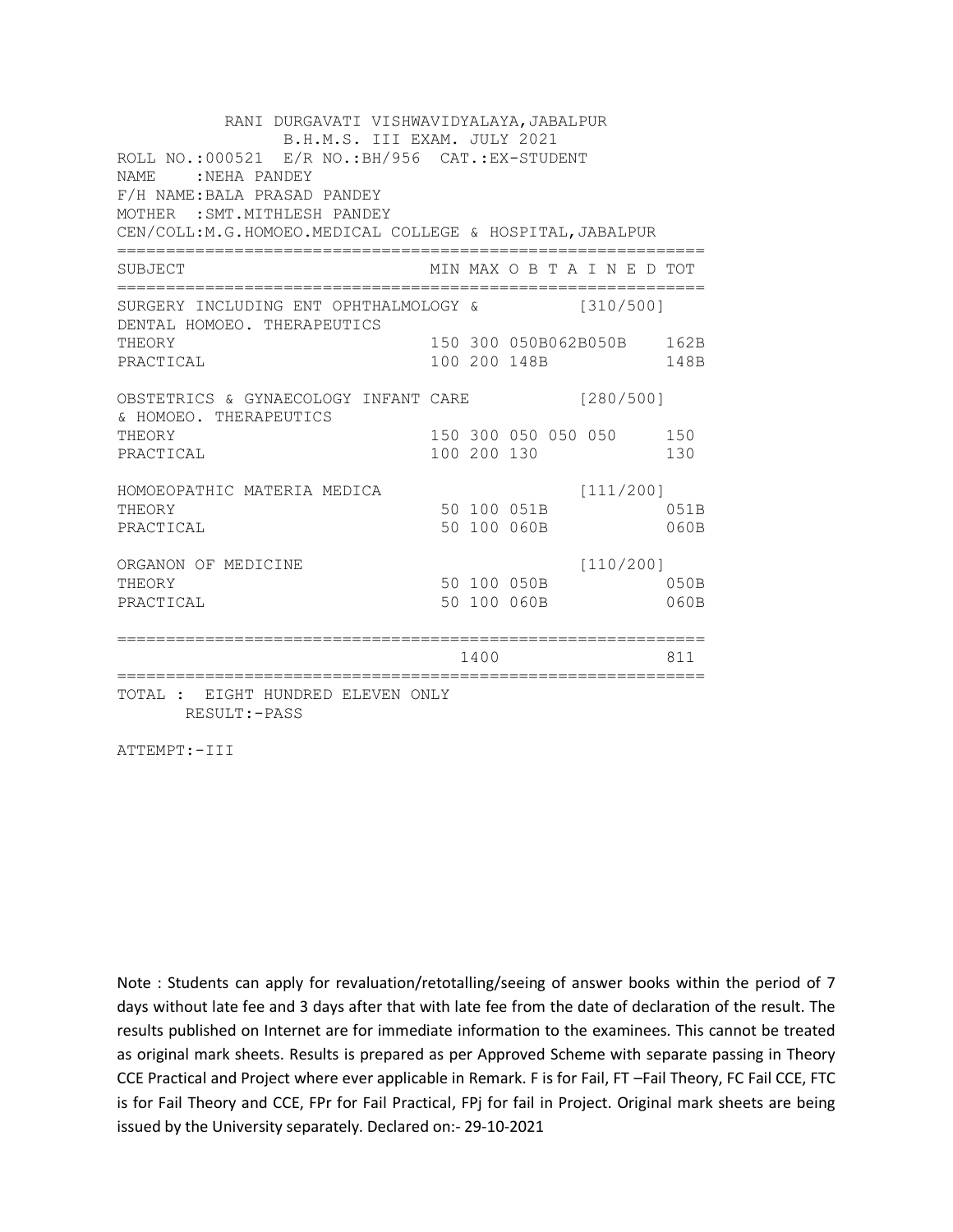RANI DURGAVATI VISHWAVIDYALAYA,JABALPUR

B.H.M.S. III EXAM. JULY 2021

ROLL NO.:000521 E/R NO.:BH/956 CAT.:EX-STUDENT

NAME :NEHA PANDEY

F/H NAME:BALA PRASAD PANDEY

MOTHER :SMT.MITHLESH PANDEY

CEN/COLL:M.G.HOMOEO.MEDICAL COLLEGE & HOSPITAL,JABALPUR

| SUBJECT | MIN | MAX | O B T A I N E D | TOT |
|---|---|---|---|---|
| SURGERY INCLUDING ENT OPHTHALMOLOGY & DENTAL HOMOEO. THERAPEUTICS | | | [310/500] | |
| THEORY | 150 | 300 | 050B062B050B | 162B |
| PRACTICAL | 100 | 200 | 148B | 148B |
| OBSTETRICS & GYNAECOLOGY INFANT CARE & HOMOEO. THERAPEUTICS | | | [280/500] | |
| THEORY | 150 | 300 | 050 050 050 | 150 |
| PRACTICAL | 100 | 200 | 130 | 130 |
| HOMOEOPATHIC MATERIA MEDICA | | | [111/200] | |
| THEORY | 50 | 100 | 051B | 051B |
| PRACTICAL | 50 | 100 | 060B | 060B |
| ORGANON OF MEDICINE | | | [110/200] | |
| THEORY | 50 | 100 | 050B | 050B |
| PRACTICAL | 50 | 100 | 060B | 060B |
| | | 1400 | | 811 |

TOTAL : EIGHT HUNDRED ELEVEN ONLY

RESULT:-PASS

ATTEMPT:-III

Note : Students can apply for revaluation/retotalling/seeing of answer books within the period of 7 days without late fee and 3 days after that with late fee from the date of declaration of the result. The results published on Internet are for immediate information to the examinees. This cannot be treated as original mark sheets. Results is prepared as per Approved Scheme with separate passing in Theory CCE Practical and Project where ever applicable in Remark. F is for Fail, FT –Fail Theory, FC Fail CCE, FTC is for Fail Theory and CCE, FPr for Fail Practical, FPj for fail in Project. Original mark sheets are being issued by the University separately. Declared on:- 29-10-2021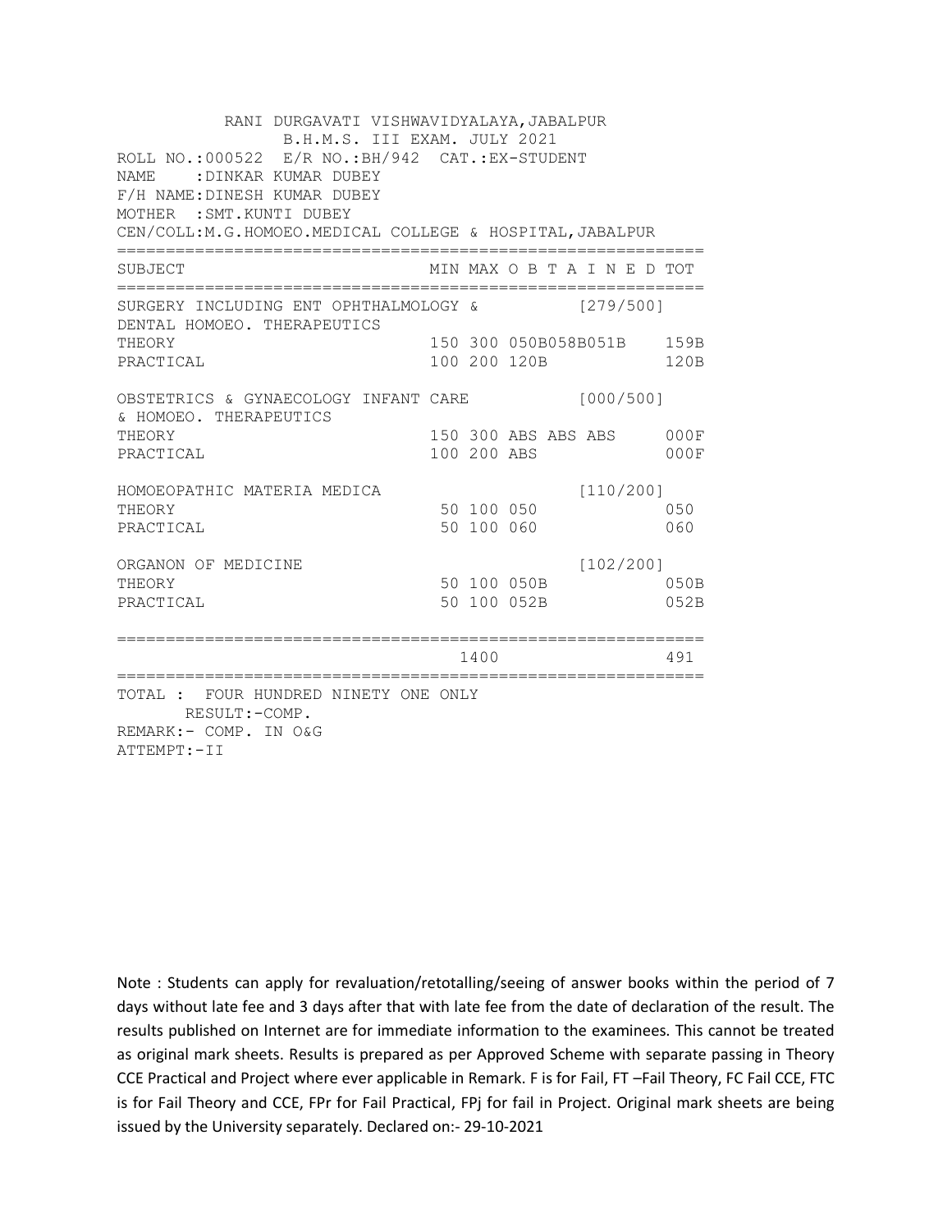RANI DURGAVATI VISHWAVIDYALAYA,JABALPUR
B.H.M.S. III EXAM. JULY 2021

ROLL NO.:000522 E/R NO.:BH/942 CAT.:EX-STUDENT
NAME :DINKAR KUMAR DUBEY
F/H NAME:DINESH KUMAR DUBEY
MOTHER :SMT.KUNTI DUBEY
CEN/COLL:M.G.HOMOEO.MEDICAL COLLEGE & HOSPITAL,JABALPUR

| SUBJECT | MIN | MAX | O B T A I N E D | TOT |
|---|---|---|---|---|
| SURGERY INCLUDING ENT OPHTHALMOLOGY & DENTAL HOMOEO. THERAPEUTICS | | | [279/500] | |
| THEORY | 150 | 300 | 050B058B051B | 159B |
| PRACTICAL | 100 | 200 | 120B | 120B |
| OBSTETRICS & GYNAECOLOGY INFANT CARE & HOMOEO. THERAPEUTICS | | | [000/500] | |
| THEORY | 150 | 300 | ABS ABS ABS | 000F |
| PRACTICAL | 100 | 200 | ABS | 000F |
| HOMOEOPATHIC MATERIA MEDICA | | | [110/200] | |
| THEORY | 50 | 100 | 050 | 050 |
| PRACTICAL | 50 | 100 | 060 | 060 |
| ORGANON OF MEDICINE | | | [102/200] | |
| THEORY | 50 | 100 | 050B | 050B |
| PRACTICAL | 50 | 100 | 052B | 052B |
| | | 1400 | | 491 |

TOTAL : FOUR HUNDRED NINETY ONE ONLY
RESULT:-COMP.
REMARK:- COMP. IN O&G
ATTEMPT:-II

Note : Students can apply for revaluation/retotalling/seeing of answer books within the period of 7 days without late fee and 3 days after that with late fee from the date of declaration of the result. The results published on Internet are for immediate information to the examinees. This cannot be treated as original mark sheets. Results is prepared as per Approved Scheme with separate passing in Theory CCE Practical and Project where ever applicable in Remark. F is for Fail, FT –Fail Theory, FC Fail CCE, FTC is for Fail Theory and CCE, FPr for Fail Practical, FPj for fail in Project. Original mark sheets are being issued by the University separately. Declared on:- 29-10-2021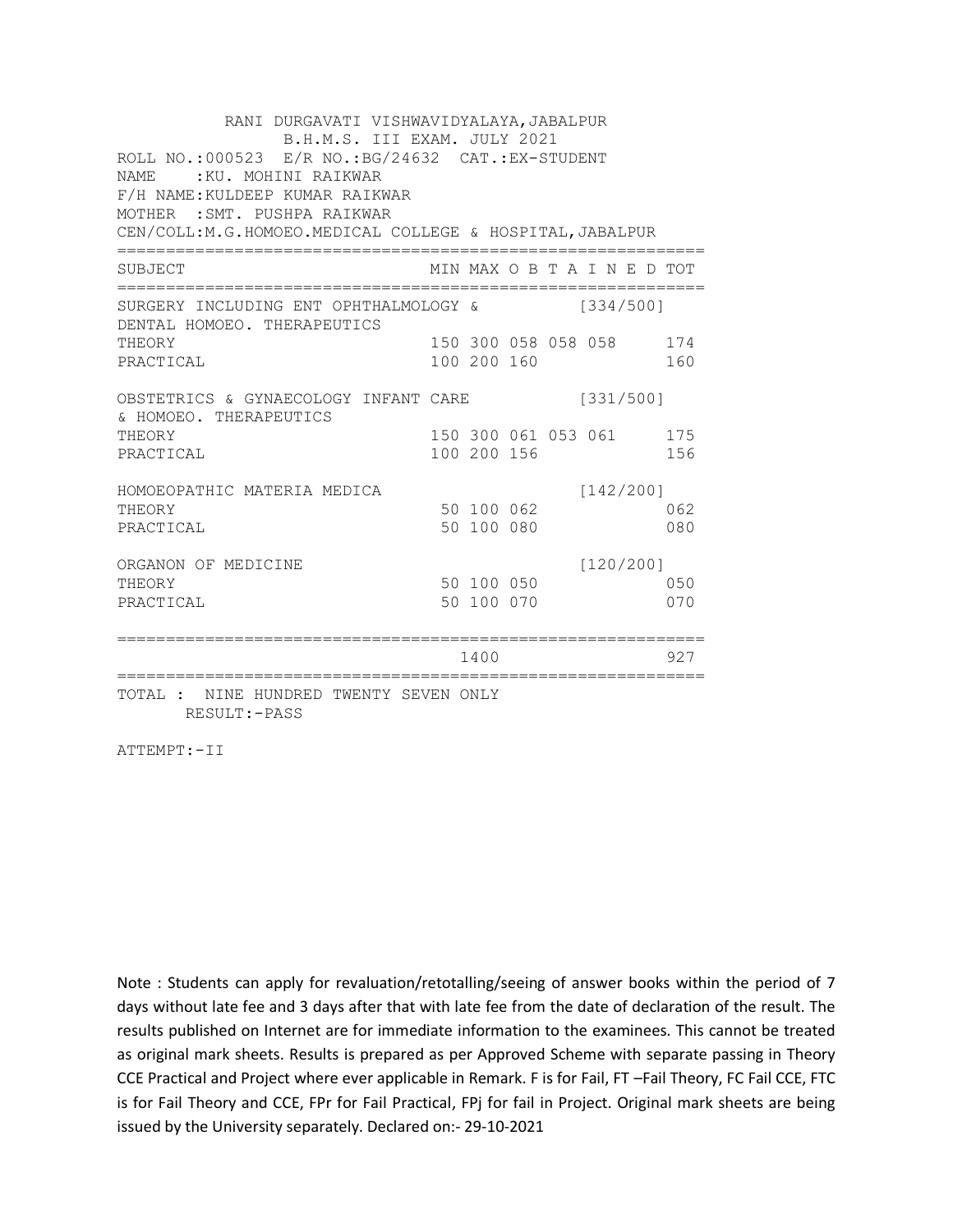RANI DURGAVATI VISHWAVIDYALAYA,JABALPUR
B.H.M.S. III EXAM. JULY 2021

ROLL NO.:000523 E/R NO.:BG/24632 CAT.:EX-STUDENT
NAME :KU. MOHINI RAIKWAR
F/H NAME:KULDEEP KUMAR RAIKWAR
MOTHER :SMT. PUSHPA RAIKWAR
CEN/COLL:M.G.HOMOEO.MEDICAL COLLEGE & HOSPITAL,JABALPUR

| SUBJECT | MIN | MAX | O B T A I N E D | | | TOT |
|---|---|---|---|---|---|---|
| SURGERY INCLUDING ENT OPHTHALMOLOGY & DENTAL HOMOEO. THERAPEUTICS | | | | | [334/500] | |
| THEORY | 150 | 300 | 058 | 058 | 058 | 174 |
| PRACTICAL | 100 | 200 | 160 | | | 160 |
| OBSTETRICS & GYNAECOLOGY INFANT CARE & HOMOEO. THERAPEUTICS | | | | | [331/500] | |
| THEORY | 150 | 300 | 061 | 053 | 061 | 175 |
| PRACTICAL | 100 | 200 | 156 | | | 156 |
| HOMOEOPATHIC MATERIA MEDICA | | | | | [142/200] | |
| THEORY | 50 | 100 | 062 | | | 062 |
| PRACTICAL | 50 | 100 | 080 | | | 080 |
| ORGANON OF MEDICINE | | | | | [120/200] | |
| THEORY | 50 | 100 | 050 | | | 050 |
| PRACTICAL | 50 | 100 | 070 | | | 070 |
| | | 1400 | | | | 927 |

TOTAL : NINE HUNDRED TWENTY SEVEN ONLY
RESULT:-PASS

ATTEMPT:-II

Note : Students can apply for revaluation/retotalling/seeing of answer books within the period of 7 days without late fee and 3 days after that with late fee from the date of declaration of the result. The results published on Internet are for immediate information to the examinees. This cannot be treated as original mark sheets. Results is prepared as per Approved Scheme with separate passing in Theory CCE Practical and Project where ever applicable in Remark. F is for Fail, FT –Fail Theory, FC Fail CCE, FTC is for Fail Theory and CCE, FPr for Fail Practical, FPj for fail in Project. Original mark sheets are being issued by the University separately. Declared on:- 29-10-2021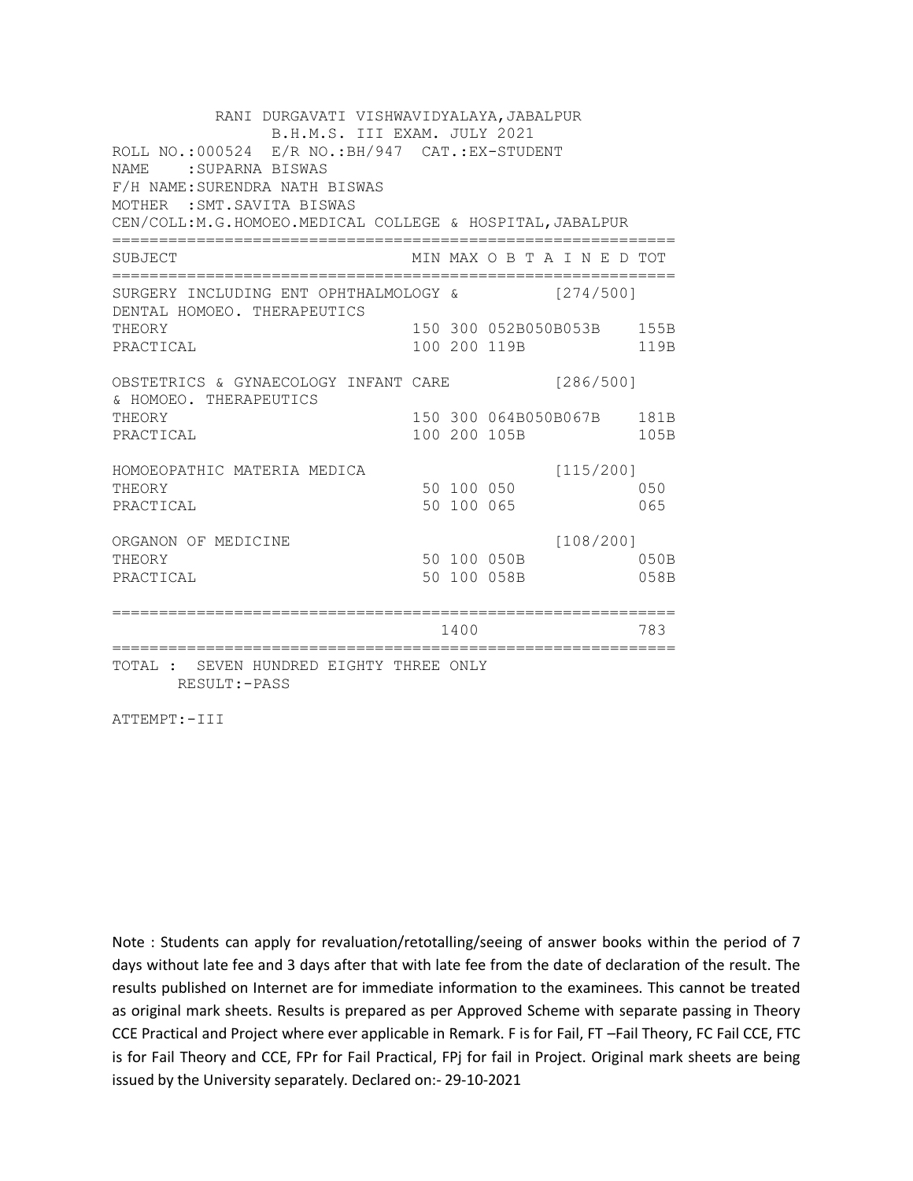RANI DURGAVATI VISHWAVIDYALAYA,JABALPUR
B.H.M.S. III EXAM. JULY 2021

ROLL NO.:000524 E/R NO.:BH/947 CAT.:EX-STUDENT
NAME :SUPARNA BISWAS
F/H NAME:SURENDRA NATH BISWAS
MOTHER :SMT.SAVITA BISWAS
CEN/COLL:M.G.HOMOEO.MEDICAL COLLEGE & HOSPITAL,JABALPUR

| SUBJECT | MIN | MAX | O B T A I N E D | | TOT |
|---|---|---|---|---|---|
| SURGERY INCLUDING ENT OPHTHALMOLOGY & DENTAL HOMOEO. THERAPEUTICS | | | | [274/500] | |
| THEORY | 150 | 300 | 052B050B053B | | 155B |
| PRACTICAL | 100 | 200 | 119B | | 119B |
| OBSTETRICS & GYNAECOLOGY INFANT CARE & HOMOEO. THERAPEUTICS | | | | [286/500] | |
| THEORY | 150 | 300 | 064B050B067B | | 181B |
| PRACTICAL | 100 | 200 | 105B | | 105B |
| HOMOEOPATHIC MATERIA MEDICA | | | | [115/200] | |
| THEORY | 50 | 100 | 050 | | 050 |
| PRACTICAL | 50 | 100 | 065 | | 065 |
| ORGANON OF MEDICINE | | | | [108/200] | |
| THEORY | 50 | 100 | 050B | | 050B |
| PRACTICAL | 50 | 100 | 058B | | 058B |
| | | 1400 | | | 783 |

TOTAL : SEVEN HUNDRED EIGHTY THREE ONLY
RESULT:-PASS

ATTEMPT:-III

Note : Students can apply for revaluation/retotalling/seeing of answer books within the period of 7 days without late fee and 3 days after that with late fee from the date of declaration of the result. The results published on Internet are for immediate information to the examinees. This cannot be treated as original mark sheets. Results is prepared as per Approved Scheme with separate passing in Theory CCE Practical and Project where ever applicable in Remark. F is for Fail, FT –Fail Theory, FC Fail CCE, FTC is for Fail Theory and CCE, FPr for Fail Practical, FPj for fail in Project. Original mark sheets are being issued by the University separately. Declared on:- 29-10-2021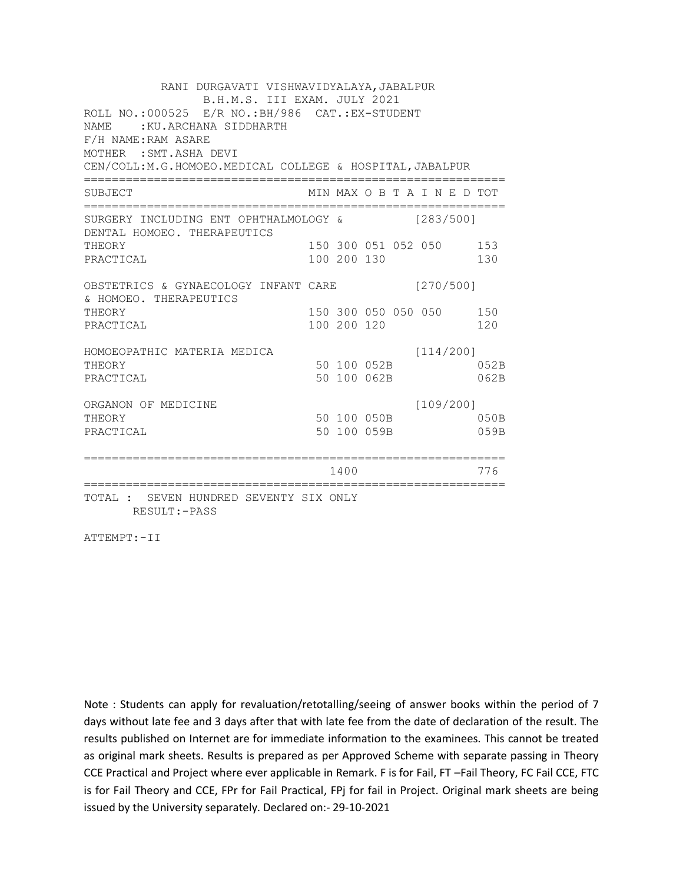RANI DURGAVATI VISHWAVIDYALAYA,JABALPUR
B.H.M.S. III EXAM. JULY 2021

ROLL NO.:000525 E/R NO.:BH/986 CAT.:EX-STUDENT
NAME :KU.ARCHANA SIDDHARTH
F/H NAME:RAM ASARE
MOTHER :SMT.ASHA DEVI
CEN/COLL:M.G.HOMOEO.MEDICAL COLLEGE & HOSPITAL,JABALPUR

| SUBJECT | MIN | MAX | O B T A I N E D | | | TOT |
|---|---|---|---|---|---|---|
| SURGERY INCLUDING ENT OPHTHALMOLOGY & DENTAL HOMOEO. THERAPEUTICS | | | [283/500] | | | |
| THEORY | 150 | 300 | 051 | 052 | 050 | 153 |
| PRACTICAL | 100 | 200 | 130 | | | 130 |
| OBSTETRICS & GYNAECOLOGY INFANT CARE & HOMOEO. THERAPEUTICS | | | [270/500] | | | |
| THEORY | 150 | 300 | 050 | 050 | 050 | 150 |
| PRACTICAL | 100 | 200 | 120 | | | 120 |
| HOMOEOPATHIC MATERIA MEDICA | | | [114/200] | | | |
| THEORY | 50 | 100 | 052B | | | 052B |
| PRACTICAL | 50 | 100 | 062B | | | 062B |
| ORGANON OF MEDICINE | | | [109/200] | | | |
| THEORY | 50 | 100 | 050B | | | 050B |
| PRACTICAL | 50 | 100 | 059B | | | 059B |
| | | 1400 | | | | 776 |

TOTAL : SEVEN HUNDRED SEVENTY SIX ONLY
RESULT:-PASS

ATTEMPT:-II

Note : Students can apply for revaluation/retotalling/seeing of answer books within the period of 7 days without late fee and 3 days after that with late fee from the date of declaration of the result. The results published on Internet are for immediate information to the examinees. This cannot be treated as original mark sheets. Results is prepared as per Approved Scheme with separate passing in Theory CCE Practical and Project where ever applicable in Remark. F is for Fail, FT –Fail Theory, FC Fail CCE, FTC is for Fail Theory and CCE, FPr for Fail Practical, FPj for fail in Project. Original mark sheets are being issued by the University separately. Declared on:- 29-10-2021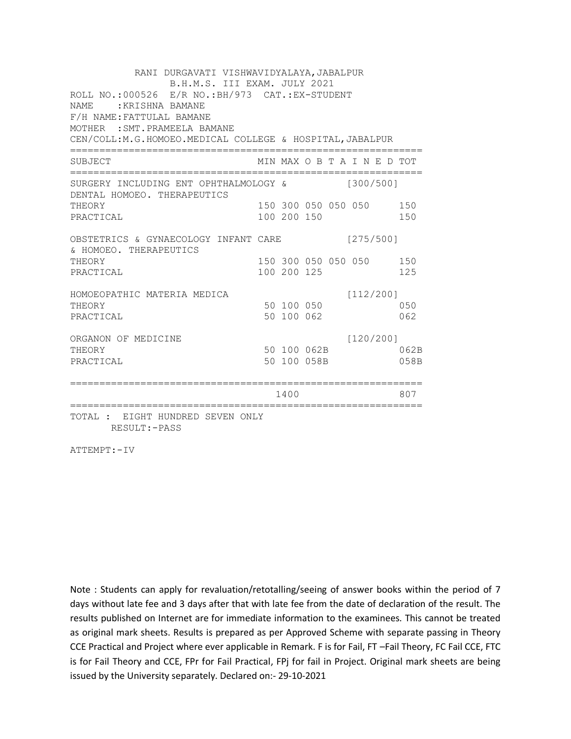RANI DURGAVATI VISHWAVIDYALAYA,JABALPUR
B.H.M.S. III EXAM. JULY 2021

ROLL NO.:000526 E/R NO.:BH/973 CAT.:EX-STUDENT
NAME :KRISHNA BAMANE
F/H NAME:FATTULAL BAMANE
MOTHER :SMT.PRAMEELA BAMANE
CEN/COLL:M.G.HOMOEO.MEDICAL COLLEGE & HOSPITAL,JABALPUR

| SUBJECT | MIN | MAX | O B T A I N E D | | | TOT |
|---|---|---|---|---|---|---|
| SURGERY INCLUDING ENT OPHTHALMOLOGY & DENTAL HOMOEO. THERAPEUTICS | | | | | [300/500] | |
| THEORY | 150 | 300 | 050 | 050 | 050 | 150 |
| PRACTICAL | 100 | 200 | 150 | | | 150 |
| OBSTETRICS & GYNAECOLOGY INFANT CARE & HOMOEO. THERAPEUTICS | | | | | [275/500] | |
| THEORY | 150 | 300 | 050 | 050 | 050 | 150 |
| PRACTICAL | 100 | 200 | 125 | | | 125 |
| HOMOEOPATHIC MATERIA MEDICA | | | | | [112/200] | |
| THEORY | 50 | 100 | 050 | | | 050 |
| PRACTICAL | 50 | 100 | 062 | | | 062 |
| ORGANON OF MEDICINE | | | | | [120/200] | |
| THEORY | 50 | 100 | 062B | | | 062B |
| PRACTICAL | 50 | 100 | 058B | | | 058B |
| | | 1400 | | | | 807 |

TOTAL : EIGHT HUNDRED SEVEN ONLY
RESULT:-PASS

ATTEMPT:-IV

Note : Students can apply for revaluation/retotalling/seeing of answer books within the period of 7 days without late fee and 3 days after that with late fee from the date of declaration of the result. The results published on Internet are for immediate information to the examinees. This cannot be treated as original mark sheets. Results is prepared as per Approved Scheme with separate passing in Theory CCE Practical and Project where ever applicable in Remark. F is for Fail, FT –Fail Theory, FC Fail CCE, FTC is for Fail Theory and CCE, FPr for Fail Practical, FPj for fail in Project. Original mark sheets are being issued by the University separately. Declared on:- 29-10-2021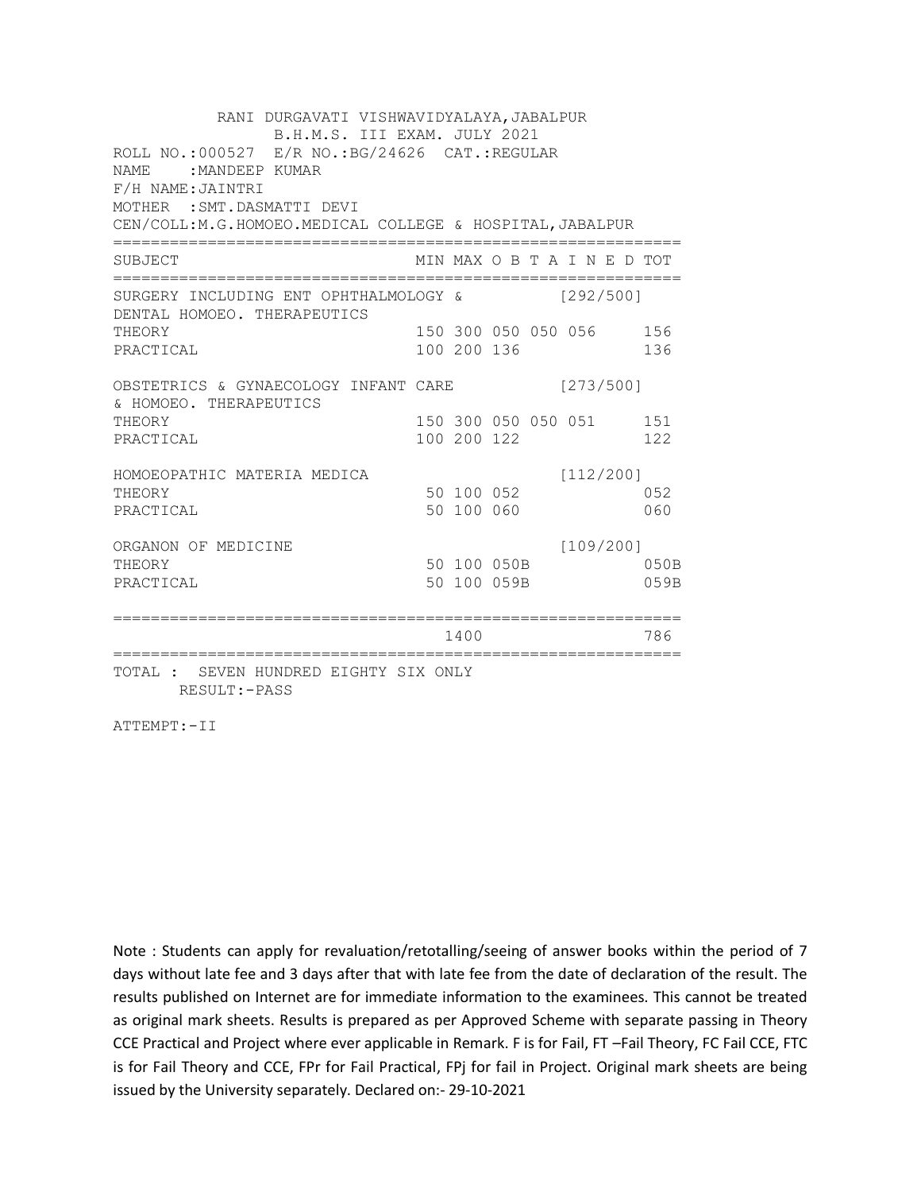RANI DURGAVATI VISHWAVIDYALAYA,JABALPUR
B.H.M.S. III EXAM. JULY 2021

ROLL NO.:000527 E/R NO.:BG/24626 CAT.:REGULAR
NAME :MANDEEP KUMAR
F/H NAME:JAINTRI
MOTHER :SMT.DASMATTI DEVI
CEN/COLL:M.G.HOMOEO.MEDICAL COLLEGE & HOSPITAL,JABALPUR

| SUBJECT | MIN | MAX | O B T A I N E D | | | TOT |
|---|---|---|---|---|---|---|
| SURGERY INCLUDING ENT OPHTHALMOLOGY & DENTAL HOMOEO. THERAPEUTICS | | | [292/500] | | | |
| THEORY | 150 | 300 | 050 | 050 | 056 | 156 |
| PRACTICAL | 100 | 200 | 136 | | | 136 |
| OBSTETRICS & GYNAECOLOGY INFANT CARE & HOMOEO. THERAPEUTICS | | | [273/500] | | | |
| THEORY | 150 | 300 | 050 | 050 | 051 | 151 |
| PRACTICAL | 100 | 200 | 122 | | | 122 |
| HOMOEOPATHIC MATERIA MEDICA | | | [112/200] | | | |
| THEORY | 50 | 100 | 052 | | | 052 |
| PRACTICAL | 50 | 100 | 060 | | | 060 |
| ORGANON OF MEDICINE | | | [109/200] | | | |
| THEORY | 50 | 100 | 050B | | | 050B |
| PRACTICAL | 50 | 100 | 059B | | | 059B |
| | | 1400 | | | | 786 |

TOTAL : SEVEN HUNDRED EIGHTY SIX ONLY
RESULT:-PASS

ATTEMPT:-II

Note : Students can apply for revaluation/retotalling/seeing of answer books within the period of 7 days without late fee and 3 days after that with late fee from the date of declaration of the result. The results published on Internet are for immediate information to the examinees. This cannot be treated as original mark sheets. Results is prepared as per Approved Scheme with separate passing in Theory CCE Practical and Project where ever applicable in Remark. F is for Fail, FT –Fail Theory, FC Fail CCE, FTC is for Fail Theory and CCE, FPr for Fail Practical, FPj for fail in Project. Original mark sheets are being issued by the University separately. Declared on:- 29-10-2021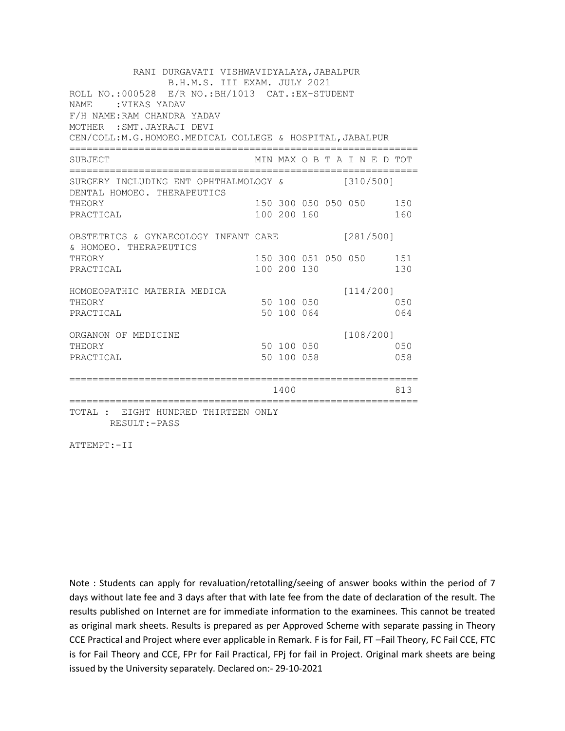RANI DURGAVATI VISHWAVIDYALAYA,JABALPUR
B.H.M.S. III EXAM. JULY 2021

ROLL NO.:000528 E/R NO.:BH/1013 CAT.:EX-STUDENT
NAME :VIKAS YADAV
F/H NAME:RAM CHANDRA YADAV
MOTHER :SMT.JAYRAJI DEVI
CEN/COLL:M.G.HOMOEO.MEDICAL COLLEGE & HOSPITAL,JABALPUR

| SUBJECT | MIN | MAX | O B T A I N E D | | | TOT |
|---|---|---|---|---|---|---|
| SURGERY INCLUDING ENT OPHTHALMOLOGY & DENTAL HOMOEO. THERAPEUTICS | | | | | [310/500] | |
| THEORY | 150 | 300 | 050 | 050 | 050 | 150 |
| PRACTICAL | 100 | 200 | 160 | | | 160 |
| OBSTETRICS & GYNAECOLOGY INFANT CARE & HOMOEO. THERAPEUTICS | | | | | [281/500] | |
| THEORY | 150 | 300 | 051 | 050 | 050 | 151 |
| PRACTICAL | 100 | 200 | 130 | | | 130 |
| HOMOEOPATHIC MATERIA MEDICA | | | | | [114/200] | |
| THEORY | 50 | 100 | 050 | | | 050 |
| PRACTICAL | 50 | 100 | 064 | | | 064 |
| ORGANON OF MEDICINE | | | | | [108/200] | |
| THEORY | 50 | 100 | 050 | | | 050 |
| PRACTICAL | 50 | 100 | 058 | | | 058 |
| | | 1400 | | | | 813 |

TOTAL : EIGHT HUNDRED THIRTEEN ONLY
RESULT:-PASS

ATTEMPT:-II

Note : Students can apply for revaluation/retotalling/seeing of answer books within the period of 7 days without late fee and 3 days after that with late fee from the date of declaration of the result. The results published on Internet are for immediate information to the examinees. This cannot be treated as original mark sheets. Results is prepared as per Approved Scheme with separate passing in Theory CCE Practical and Project where ever applicable in Remark. F is for Fail, FT –Fail Theory, FC Fail CCE, FTC is for Fail Theory and CCE, FPr for Fail Practical, FPj for fail in Project. Original mark sheets are being issued by the University separately. Declared on:- 29-10-2021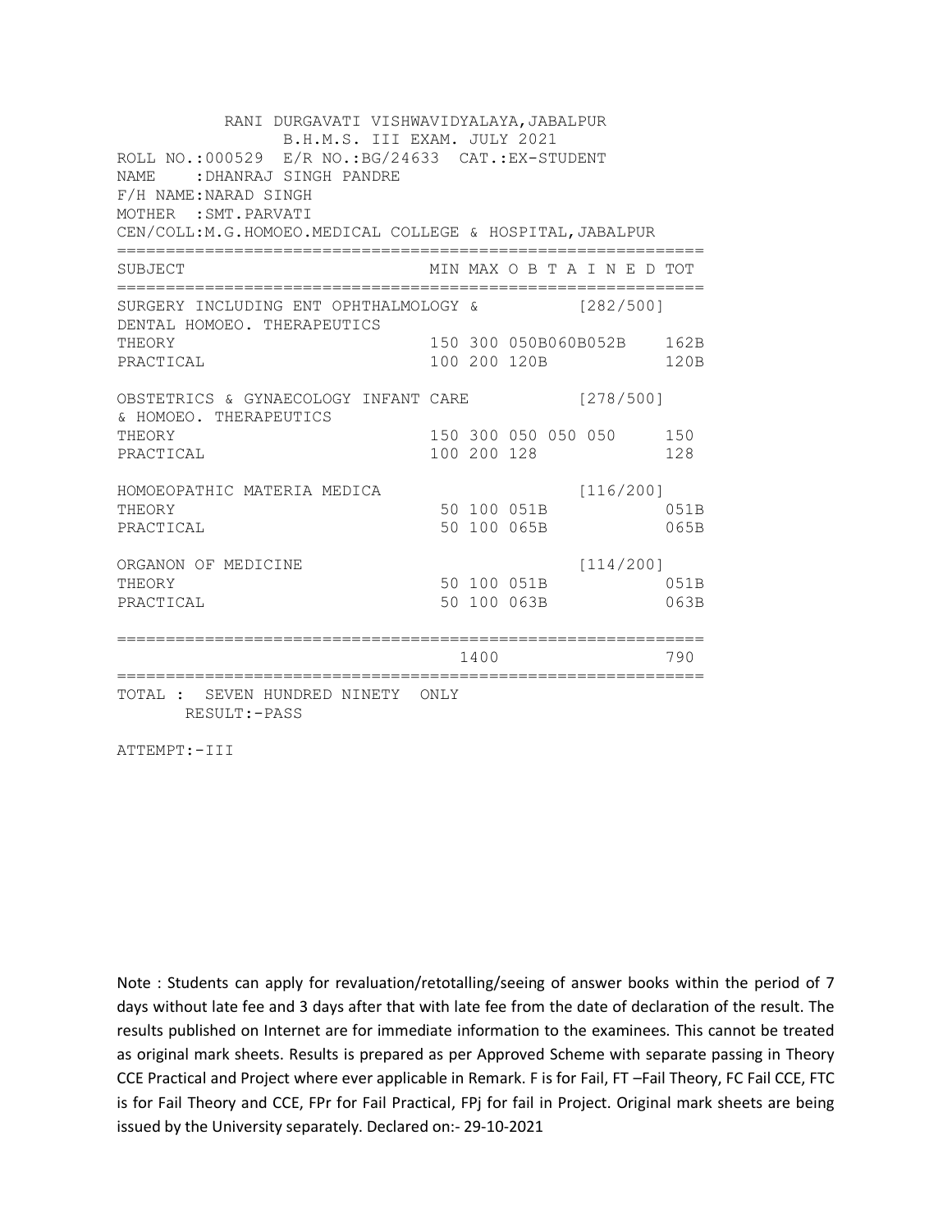RANI DURGAVATI VISHWAVIDYALAYA,JABALPUR
B.H.M.S. III EXAM. JULY 2021

ROLL NO.:000529 E/R NO.:BG/24633 CAT.:EX-STUDENT
NAME :DHANRAJ SINGH PANDRE
F/H NAME:NARAD SINGH
MOTHER :SMT.PARVATI
CEN/COLL:M.G.HOMOEO.MEDICAL COLLEGE & HOSPITAL,JABALPUR

| SUBJECT | MIN | MAX | O B T A I N E D | TOT |
|---|---|---|---|---|
| SURGERY INCLUDING ENT OPHTHALMOLOGY & DENTAL HOMOEO. THERAPEUTICS | | | [282/500] | |
| THEORY | 150 | 300 | 050B060B052B | 162B |
| PRACTICAL | 100 | 200 | 120B | 120B |
| OBSTETRICS & GYNAECOLOGY INFANT CARE & HOMOEO. THERAPEUTICS | | | [278/500] | |
| THEORY | 150 | 300 | 050 050 050 | 150 |
| PRACTICAL | 100 | 200 | 128 | 128 |
| HOMOEOPATHIC MATERIA MEDICA | | | [116/200] | |
| THEORY | 50 | 100 | 051B | 051B |
| PRACTICAL | 50 | 100 | 065B | 065B |
| ORGANON OF MEDICINE | | | [114/200] | |
| THEORY | 50 | 100 | 051B | 051B |
| PRACTICAL | 50 | 100 | 063B | 063B |
| | | 1400 | | 790 |

TOTAL : SEVEN HUNDRED NINETY ONLY
RESULT:-PASS

ATTEMPT:-III

Note : Students can apply for revaluation/retotalling/seeing of answer books within the period of 7 days without late fee and 3 days after that with late fee from the date of declaration of the result. The results published on Internet are for immediate information to the examinees. This cannot be treated as original mark sheets. Results is prepared as per Approved Scheme with separate passing in Theory CCE Practical and Project where ever applicable in Remark. F is for Fail, FT –Fail Theory, FC Fail CCE, FTC is for Fail Theory and CCE, FPr for Fail Practical, FPj for fail in Project. Original mark sheets are being issued by the University separately. Declared on:- 29-10-2021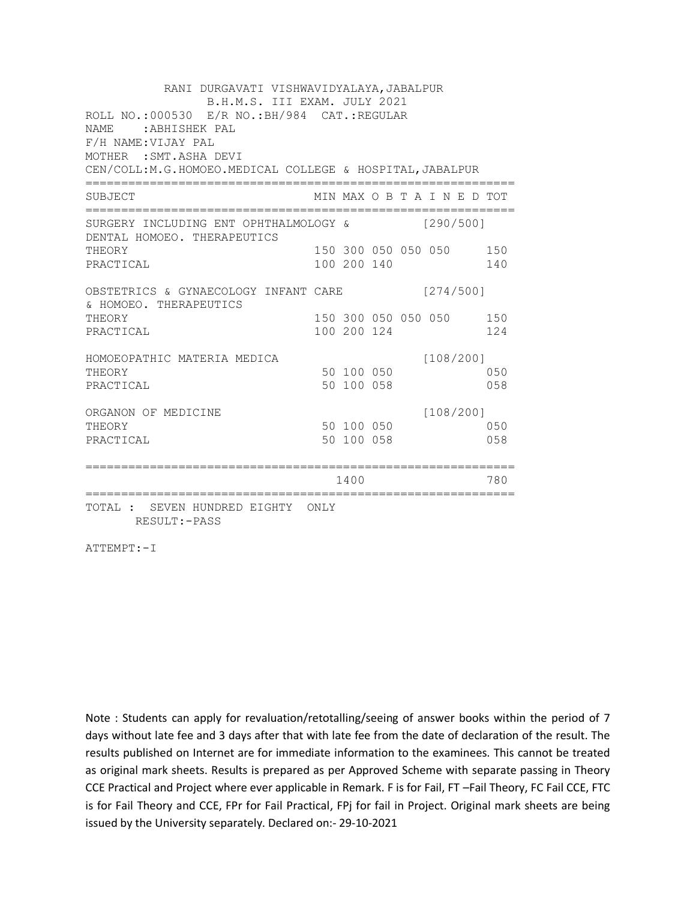RANI DURGAVATI VISHWAVIDYALAYA,JABALPUR
B.H.M.S. III EXAM. JULY 2021
ROLL NO.:000530 E/R NO.:BH/984 CAT.:REGULAR
NAME :ABHISHEK PAL
F/H NAME:VIJAY PAL
MOTHER :SMT.ASHA DEVI
CEN/COLL:M.G.HOMOEO.MEDICAL COLLEGE & HOSPITAL,JABALPUR

| SUBJECT | MIN | MAX | O B T A I N E D | | | TOT |
|---|---|---|---|---|---|---|
| SURGERY INCLUDING ENT OPHTHALMOLOGY & DENTAL HOMOEO. THERAPEUTICS | | | | | [290/500] | |
| THEORY | 150 | 300 | 050 | 050 | 050 | 150 |
| PRACTICAL | 100 | 200 | 140 | | | 140 |
| OBSTETRICS & GYNAECOLOGY INFANT CARE & HOMOEO. THERAPEUTICS | | | | | [274/500] | |
| THEORY | 150 | 300 | 050 | 050 | 050 | 150 |
| PRACTICAL | 100 | 200 | 124 | | | 124 |
| HOMOEOPATHIC MATERIA MEDICA | | | | | [108/200] | |
| THEORY | 50 | 100 | 050 | | | 050 |
| PRACTICAL | 50 | 100 | 058 | | | 058 |
| ORGANON OF MEDICINE | | | | | [108/200] | |
| THEORY | 50 | 100 | 050 | | | 050 |
| PRACTICAL | 50 | 100 | 058 | | | 058 |
| | | 1400 | | | | 780 |

TOTAL : SEVEN HUNDRED EIGHTY ONLY
RESULT:-PASS

ATTEMPT:-I

Note : Students can apply for revaluation/retotalling/seeing of answer books within the period of 7 days without late fee and 3 days after that with late fee from the date of declaration of the result. The results published on Internet are for immediate information to the examinees. This cannot be treated as original mark sheets. Results is prepared as per Approved Scheme with separate passing in Theory CCE Practical and Project where ever applicable in Remark. F is for Fail, FT –Fail Theory, FC Fail CCE, FTC is for Fail Theory and CCE, FPr for Fail Practical, FPj for fail in Project. Original mark sheets are being issued by the University separately. Declared on:- 29-10-2021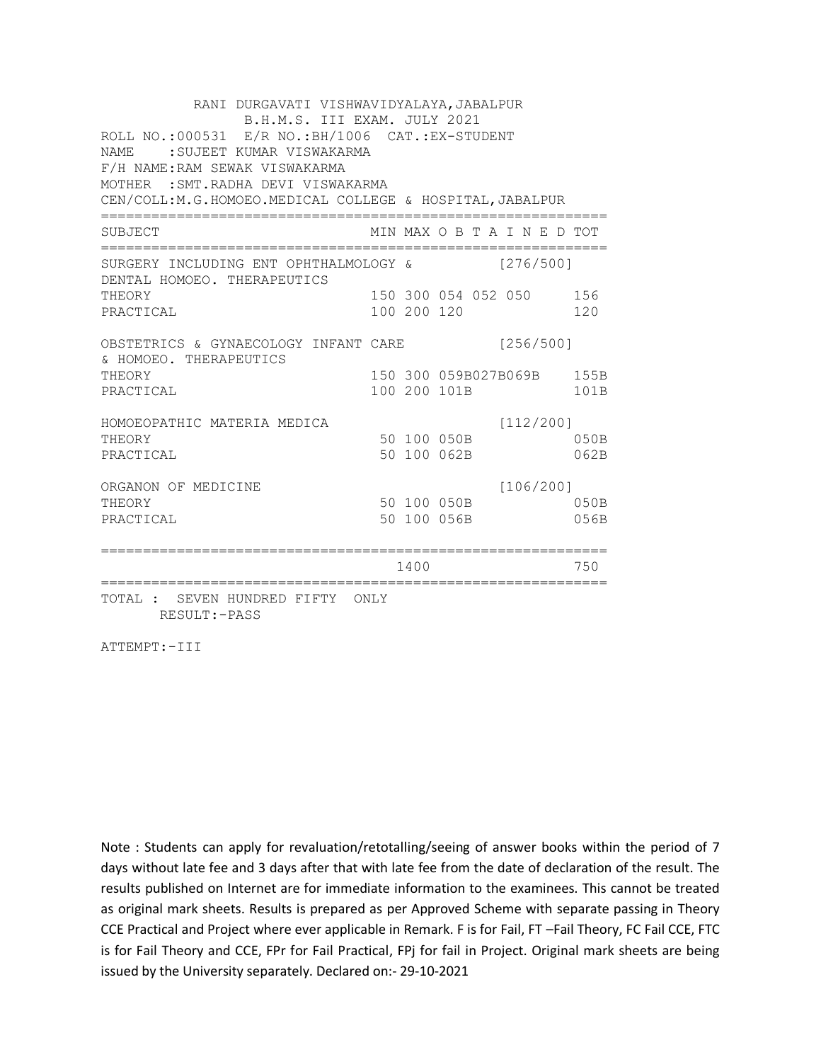RANI DURGAVATI VISHWAVIDYALAYA,JABALPUR
B.H.M.S. III EXAM. JULY 2021

ROLL NO.:000531 E/R NO.:BH/1006 CAT.:EX-STUDENT
NAME :SUJEET KUMAR VISWAKARMA
F/H NAME:RAM SEWAK VISWAKARMA
MOTHER :SMT.RADHA DEVI VISWAKARMA
CEN/COLL:M.G.HOMOEO.MEDICAL COLLEGE & HOSPITAL,JABALPUR

| SUBJECT | MIN | MAX | O B T A I N E D | | | TOT |
|---|---|---|---|---|---|---|
| SURGERY INCLUDING ENT OPHTHALMOLOGY & DENTAL HOMOEO. THERAPEUTICS | | | [276/500] | | | |
| THEORY | 150 | 300 | 054 | 052 | 050 | 156 |
| PRACTICAL | 100 | 200 | 120 | | | 120 |
| OBSTETRICS & GYNAECOLOGY INFANT CARE & HOMOEO. THERAPEUTICS | | | [256/500] | | | |
| THEORY | 150 | 300 | 059B | 027B | 069B | 155B |
| PRACTICAL | 100 | 200 | 101B | | | 101B |
| HOMOEOPATHIC MATERIA MEDICA | | | [112/200] | | | |
| THEORY | 50 | 100 | 050B | | | 050B |
| PRACTICAL | 50 | 100 | 062B | | | 062B |
| ORGANON OF MEDICINE | | | [106/200] | | | |
| THEORY | 50 | 100 | 050B | | | 050B |
| PRACTICAL | 50 | 100 | 056B | | | 056B |
| | | 1400 | | | | 750 |

TOTAL : SEVEN HUNDRED FIFTY ONLY
RESULT:-PASS

ATTEMPT:-III

Note : Students can apply for revaluation/retotalling/seeing of answer books within the period of 7 days without late fee and 3 days after that with late fee from the date of declaration of the result. The results published on Internet are for immediate information to the examinees. This cannot be treated as original mark sheets. Results is prepared as per Approved Scheme with separate passing in Theory CCE Practical and Project where ever applicable in Remark. F is for Fail, FT –Fail Theory, FC Fail CCE, FTC is for Fail Theory and CCE, FPr for Fail Practical, FPj for fail in Project. Original mark sheets are being issued by the University separately. Declared on:- 29-10-2021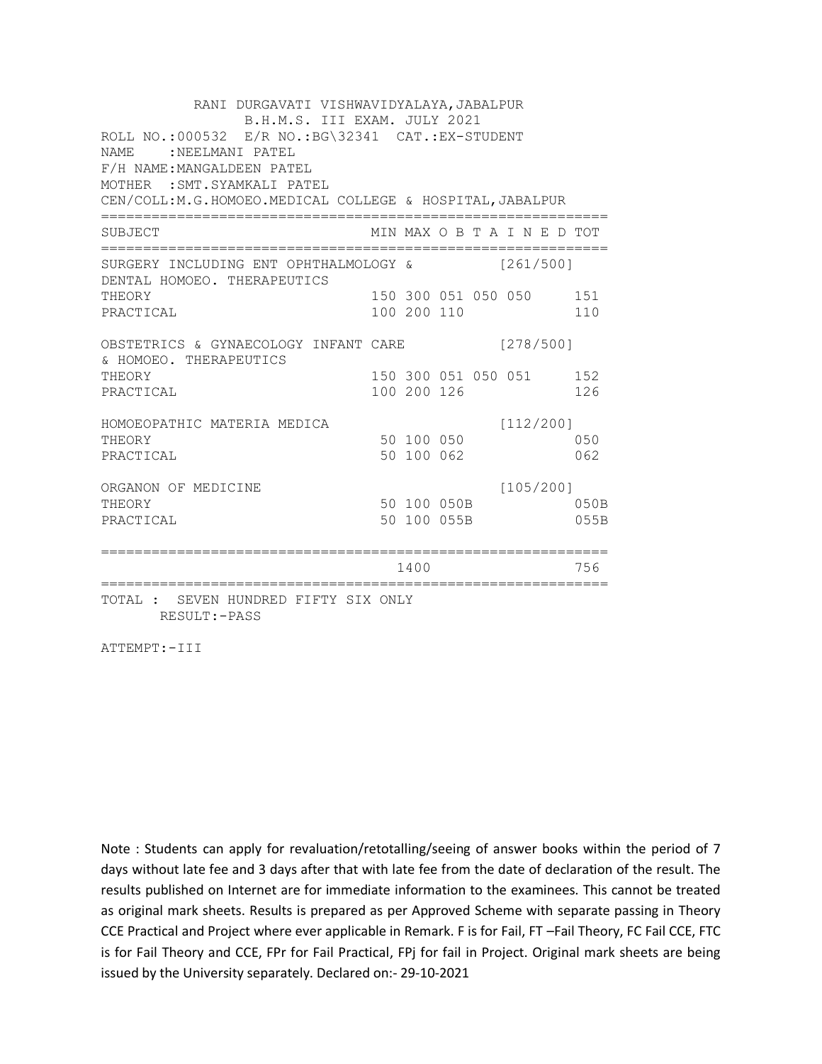RANI DURGAVATI VISHWAVIDYALAYA,JABALPUR
B.H.M.S. III EXAM. JULY 2021

ROLL NO.:000532 E/R NO.:BG\32341 CAT.:EX-STUDENT
NAME :NEELMANI PATEL
F/H NAME:MANGALDEEN PATEL
MOTHER :SMT.SYAMKALI PATEL
CEN/COLL:M.G.HOMOEO.MEDICAL COLLEGE & HOSPITAL,JABALPUR

| SUBJECT | MIN | MAX | O B T A I N E D | | | | TOT |
|---|---|---|---|---|---|---|---|
| SURGERY INCLUDING ENT OPHTHALMOLOGY & DENTAL HOMOEO. THERAPEUTICS | | | | | | [261/500] | |
| THEORY | 150 | 300 | 051 | 050 | 050 | | 151 |
| PRACTICAL | 100 | 200 | 110 | | | | 110 |
| OBSTETRICS & GYNAECOLOGY INFANT CARE & HOMOEO. THERAPEUTICS | | | | | | [278/500] | |
| THEORY | 150 | 300 | 051 | 050 | 051 | | 152 |
| PRACTICAL | 100 | 200 | 126 | | | | 126 |
| HOMOEOPATHIC MATERIA MEDICA | | | | | | [112/200] | |
| THEORY | 50 | 100 | 050 | | | | 050 |
| PRACTICAL | 50 | 100 | 062 | | | | 062 |
| ORGANON OF MEDICINE | | | | | | [105/200] | |
| THEORY | 50 | 100 | 050B | | | | 050B |
| PRACTICAL | 50 | 100 | 055B | | | | 055B |
| | | 1400 | | | | | 756 |

TOTAL : SEVEN HUNDRED FIFTY SIX ONLY
RESULT:-PASS

ATTEMPT:-III

Note : Students can apply for revaluation/retotalling/seeing of answer books within the period of 7 days without late fee and 3 days after that with late fee from the date of declaration of the result. The results published on Internet are for immediate information to the examinees. This cannot be treated as original mark sheets. Results is prepared as per Approved Scheme with separate passing in Theory CCE Practical and Project where ever applicable in Remark. F is for Fail, FT –Fail Theory, FC Fail CCE, FTC is for Fail Theory and CCE, FPr for Fail Practical, FPj for fail in Project. Original mark sheets are being issued by the University separately. Declared on:- 29-10-2021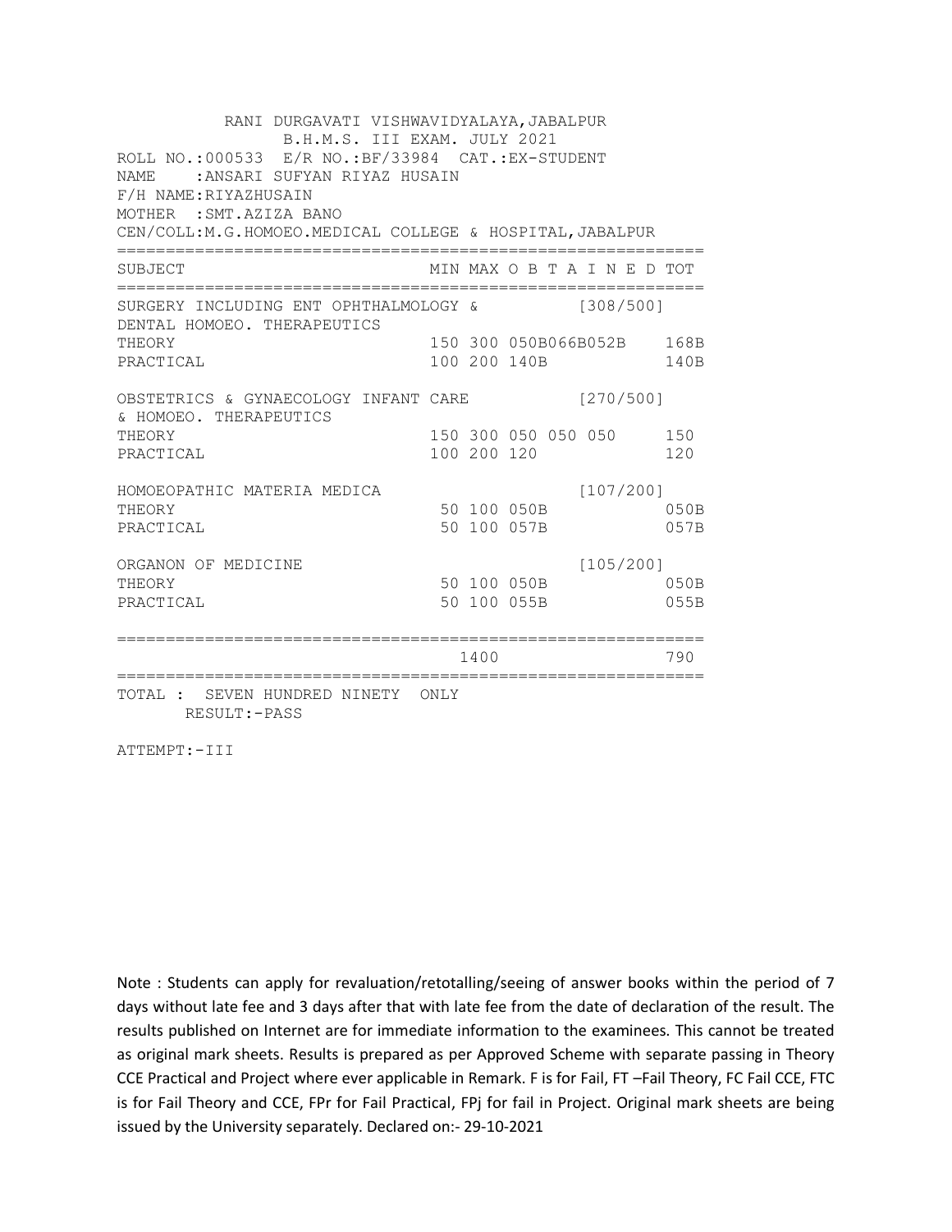RANI DURGAVATI VISHWAVIDYALAYA,JABALPUR
B.H.M.S. III EXAM. JULY 2021

ROLL NO.:000533 E/R NO.:BF/33984 CAT.:EX-STUDENT
NAME :ANSARI SUFYAN RIYAZ HUSAIN
F/H NAME:RIYAZHUSAIN
MOTHER :SMT.AZIZA BANO
CEN/COLL:M.G.HOMOEO.MEDICAL COLLEGE & HOSPITAL,JABALPUR

| SUBJECT | MIN | MAX | O B T A I N E D | TOT |
|---|---|---|---|---|
| SURGERY INCLUDING ENT OPHTHALMOLOGY & DENTAL HOMOEO. THERAPEUTICS | | | [308/500] | |
| THEORY | 150 | 300 | 050B066B052B | 168B |
| PRACTICAL | 100 | 200 | 140B | 140B |
| OBSTETRICS & GYNAECOLOGY INFANT CARE & HOMOEO. THERAPEUTICS | | | [270/500] | |
| THEORY | 150 | 300 | 050 050 050 | 150 |
| PRACTICAL | 100 | 200 | 120 | 120 |
| HOMOEOPATHIC MATERIA MEDICA | | | [107/200] | |
| THEORY | 50 | 100 | 050B | 050B |
| PRACTICAL | 50 | 100 | 057B | 057B |
| ORGANON OF MEDICINE | | | [105/200] | |
| THEORY | 50 | 100 | 050B | 050B |
| PRACTICAL | 50 | 100 | 055B | 055B |
| | | 1400 | | 790 |

TOTAL : SEVEN HUNDRED NINETY ONLY
RESULT:-PASS

ATTEMPT:-III

Note : Students can apply for revaluation/retotalling/seeing of answer books within the period of 7 days without late fee and 3 days after that with late fee from the date of declaration of the result. The results published on Internet are for immediate information to the examinees. This cannot be treated as original mark sheets. Results is prepared as per Approved Scheme with separate passing in Theory CCE Practical and Project where ever applicable in Remark. F is for Fail, FT –Fail Theory, FC Fail CCE, FTC is for Fail Theory and CCE, FPr for Fail Practical, FPj for fail in Project. Original mark sheets are being issued by the University separately. Declared on:- 29-10-2021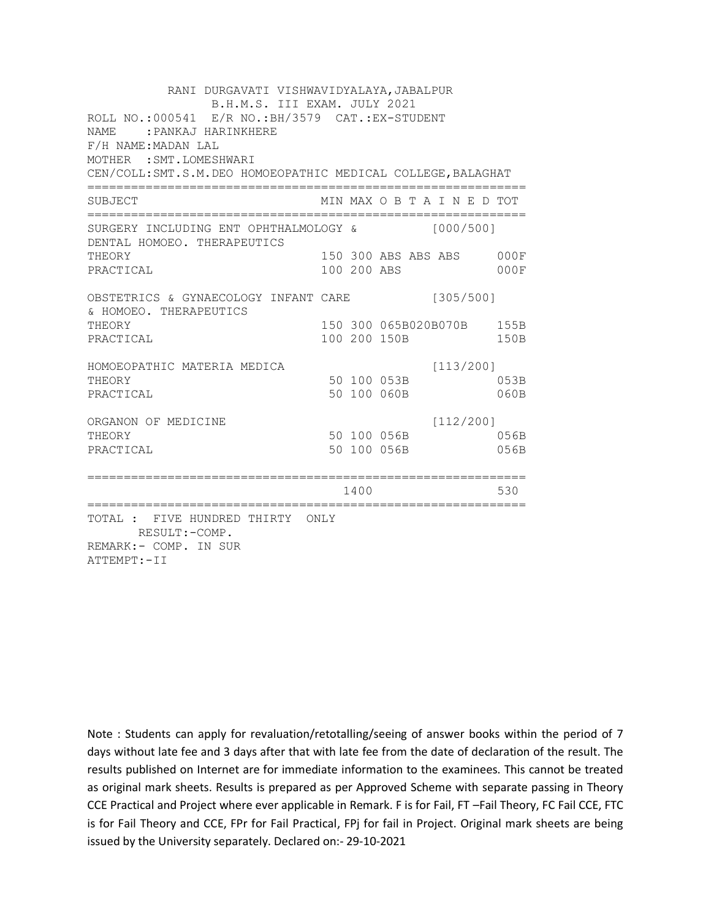RANI DURGAVATI VISHWAVIDYALAYA,JABALPUR
B.H.M.S. III EXAM. JULY 2021
ROLL NO.:000541 E/R NO.:BH/3579 CAT.:EX-STUDENT
NAME :PANKAJ HARINKHERE
F/H NAME:MADAN LAL
MOTHER :SMT.LOMESHWARI
CEN/COLL:SMT.S.M.DEO HOMOEOPATHIC MEDICAL COLLEGE,BALAGHAT

| SUBJECT | MIN | MAX | O B T A I N E D | | | TOT |
|---|---|---|---|---|---|---|
| SURGERY INCLUDING ENT OPHTHALMOLOGY & DENTAL HOMOEO. THERAPEUTICS | | | | | [000/500] | |
| THEORY | 150 | 300 | ABS | ABS | ABS | 000F |
| PRACTICAL | 100 | 200 | ABS | | | 000F |
| OBSTETRICS & GYNAECOLOGY INFANT CARE & HOMOEO. THERAPEUTICS | | | | | [305/500] | |
| THEORY | 150 | 300 | 065B | 020B | 070B | 155B |
| PRACTICAL | 100 | 200 | 150B | | | 150B |
| HOMOEOPATHIC MATERIA MEDICA | | | | | [113/200] | |
| THEORY | 50 | 100 | 053B | | | 053B |
| PRACTICAL | 50 | 100 | 060B | | | 060B |
| ORGANON OF MEDICINE | | | | | [112/200] | |
| THEORY | 50 | 100 | 056B | | | 056B |
| PRACTICAL | 50 | 100 | 056B | | | 056B |
| | | 1400 | | | | 530 |

TOTAL : FIVE HUNDRED THIRTY ONLY
RESULT:-COMP.
REMARK:- COMP. IN SUR
ATTEMPT:-II

Note : Students can apply for revaluation/retotalling/seeing of answer books within the period of 7 days without late fee and 3 days after that with late fee from the date of declaration of the result. The results published on Internet are for immediate information to the examinees. This cannot be treated as original mark sheets. Results is prepared as per Approved Scheme with separate passing in Theory CCE Practical and Project where ever applicable in Remark. F is for Fail, FT –Fail Theory, FC Fail CCE, FTC is for Fail Theory and CCE, FPr for Fail Practical, FPj for fail in Project. Original mark sheets are being issued by the University separately. Declared on:- 29-10-2021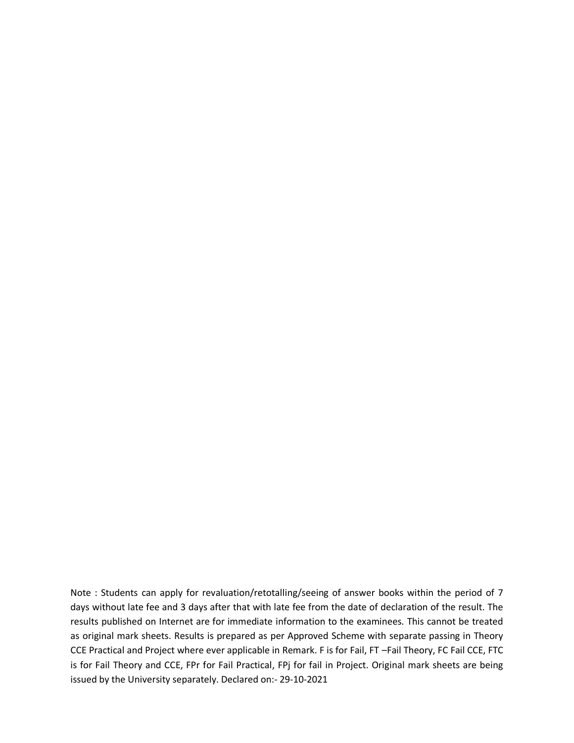Note : Students can apply for revaluation/retotalling/seeing of answer books within the period of 7 days without late fee and 3 days after that with late fee from the date of declaration of the result. The results published on Internet are for immediate information to the examinees. This cannot be treated as original mark sheets. Results is prepared as per Approved Scheme with separate passing in Theory CCE Practical and Project where ever applicable in Remark. F is for Fail, FT –Fail Theory, FC Fail CCE, FTC is for Fail Theory and CCE, FPr for Fail Practical, FPj for fail in Project. Original mark sheets are being issued by the University separately. Declared on:- 29-10-2021